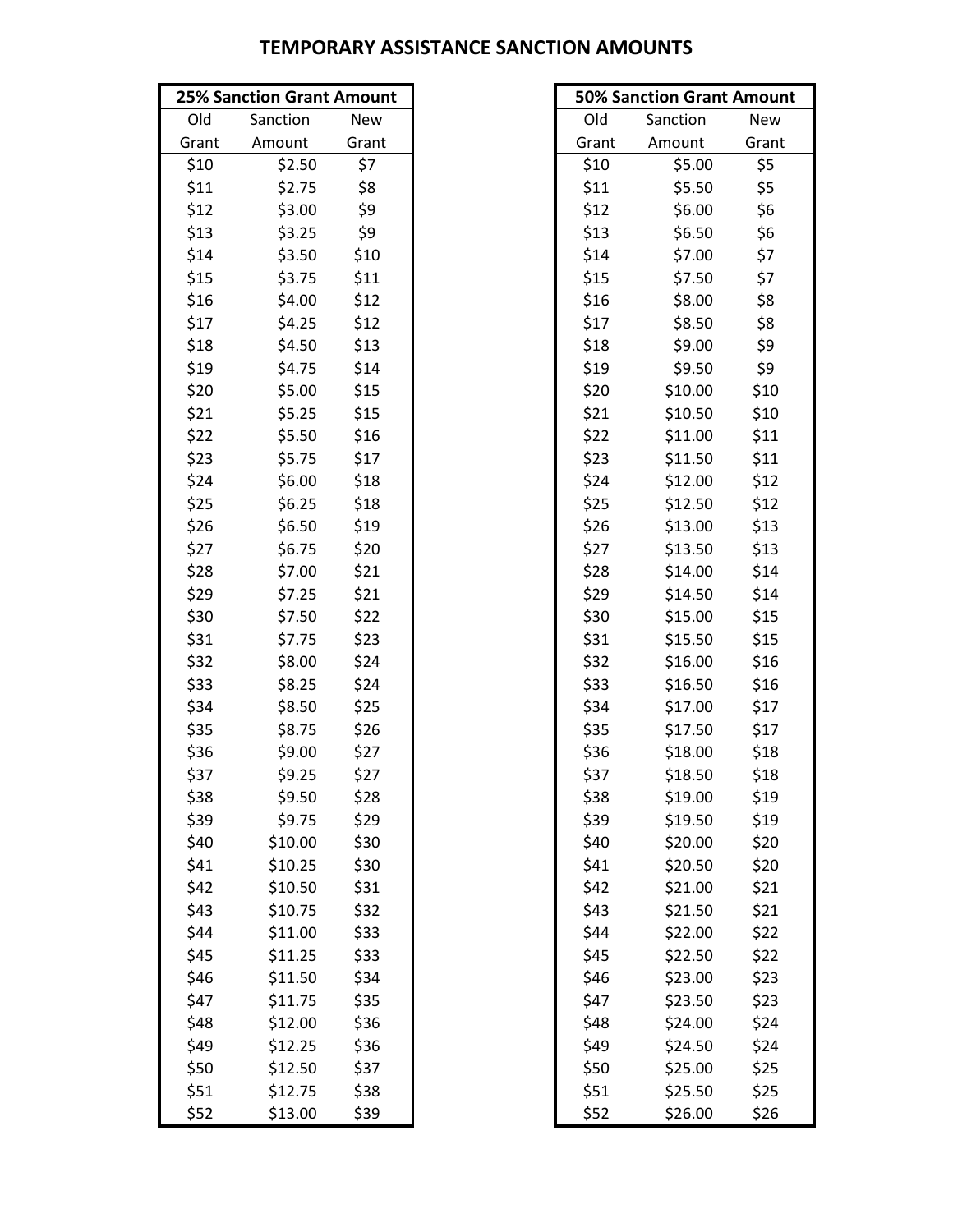# TEMPORARY ASSISTANCE SANCTION AMOUNTS

| 25% Sanction Grant Amount | | |
|---|---|---|
| Old Grant | Sanction Amount | New Grant |
| $10 | $2.50 | $7 |
| $11 | $2.75 | $8 |
| $12 | $3.00 | $9 |
| $13 | $3.25 | $9 |
| $14 | $3.50 | $10 |
| $15 | $3.75 | $11 |
| $16 | $4.00 | $12 |
| $17 | $4.25 | $12 |
| $18 | $4.50 | $13 |
| $19 | $4.75 | $14 |
| $20 | $5.00 | $15 |
| $21 | $5.25 | $15 |
| $22 | $5.50 | $16 |
| $23 | $5.75 | $17 |
| $24 | $6.00 | $18 |
| $25 | $6.25 | $18 |
| $26 | $6.50 | $19 |
| $27 | $6.75 | $20 |
| $28 | $7.00 | $21 |
| $29 | $7.25 | $21 |
| $30 | $7.50 | $22 |
| $31 | $7.75 | $23 |
| $32 | $8.00 | $24 |
| $33 | $8.25 | $24 |
| $34 | $8.50 | $25 |
| $35 | $8.75 | $26 |
| $36 | $9.00 | $27 |
| $37 | $9.25 | $27 |
| $38 | $9.50 | $28 |
| $39 | $9.75 | $29 |
| $40 | $10.00 | $30 |
| $41 | $10.25 | $30 |
| $42 | $10.50 | $31 |
| $43 | $10.75 | $32 |
| $44 | $11.00 | $33 |
| $45 | $11.25 | $33 |
| $46 | $11.50 | $34 |
| $47 | $11.75 | $35 |
| $48 | $12.00 | $36 |
| $49 | $12.25 | $36 |
| $50 | $12.50 | $37 |
| $51 | $12.75 | $38 |
| $52 | $13.00 | $39 |

| 50% Sanction Grant Amount | | |
|---|---|---|
| Old Grant | Sanction Amount | New Grant |
| $10 | $5.00 | $5 |
| $11 | $5.50 | $5 |
| $12 | $6.00 | $6 |
| $13 | $6.50 | $6 |
| $14 | $7.00 | $7 |
| $15 | $7.50 | $7 |
| $16 | $8.00 | $8 |
| $17 | $8.50 | $8 |
| $18 | $9.00 | $9 |
| $19 | $9.50 | $9 |
| $20 | $10.00 | $10 |
| $21 | $10.50 | $10 |
| $22 | $11.00 | $11 |
| $23 | $11.50 | $11 |
| $24 | $12.00 | $12 |
| $25 | $12.50 | $12 |
| $26 | $13.00 | $13 |
| $27 | $13.50 | $13 |
| $28 | $14.00 | $14 |
| $29 | $14.50 | $14 |
| $30 | $15.00 | $15 |
| $31 | $15.50 | $15 |
| $32 | $16.00 | $16 |
| $33 | $16.50 | $16 |
| $34 | $17.00 | $17 |
| $35 | $17.50 | $17 |
| $36 | $18.00 | $18 |
| $37 | $18.50 | $18 |
| $38 | $19.00 | $19 |
| $39 | $19.50 | $19 |
| $40 | $20.00 | $20 |
| $41 | $20.50 | $20 |
| $42 | $21.00 | $21 |
| $43 | $21.50 | $21 |
| $44 | $22.00 | $22 |
| $45 | $22.50 | $22 |
| $46 | $23.00 | $23 |
| $47 | $23.50 | $23 |
| $48 | $24.00 | $24 |
| $49 | $24.50 | $24 |
| $50 | $25.00 | $25 |
| $51 | $25.50 | $25 |
| $52 | $26.00 | $26 |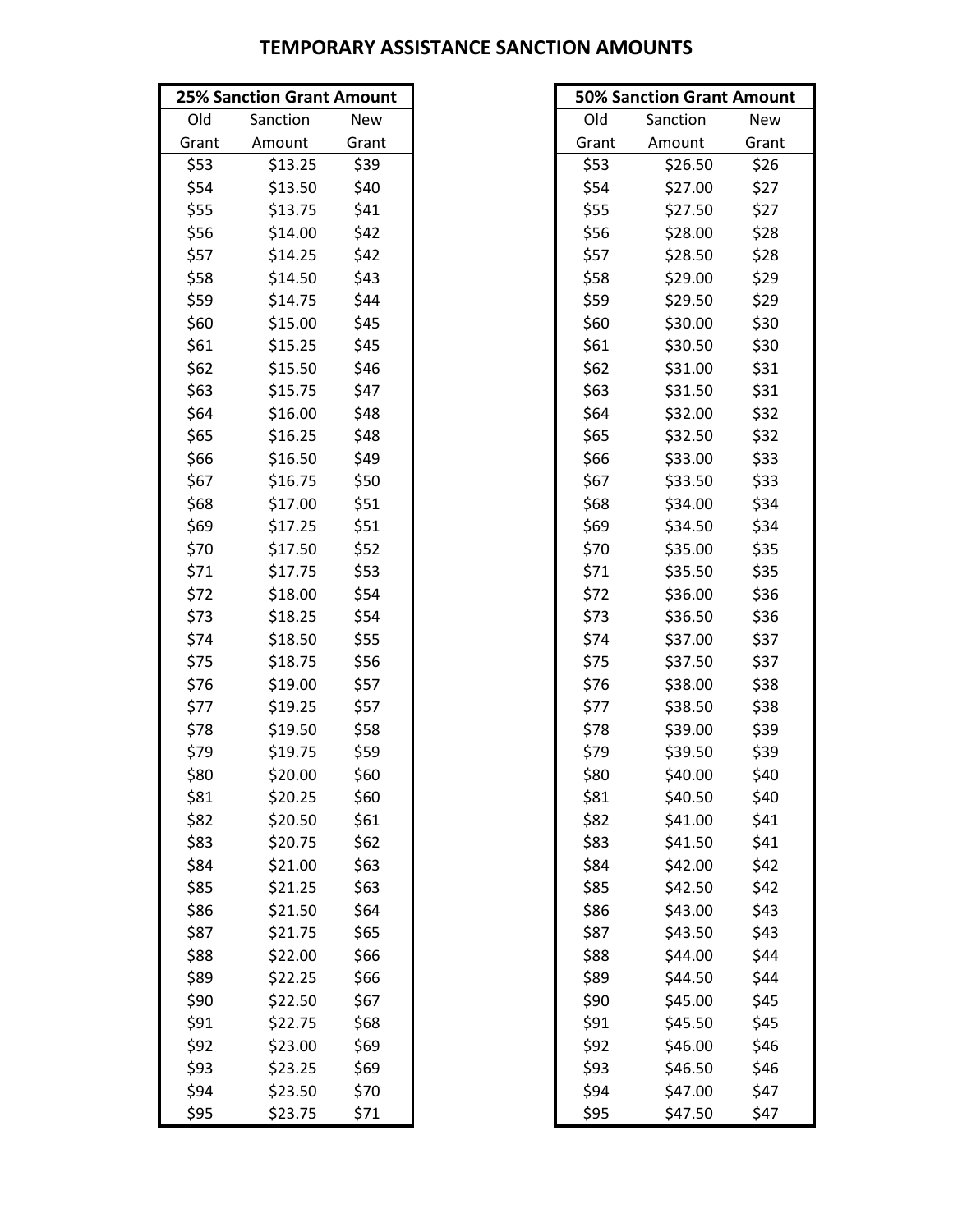# TEMPORARY ASSISTANCE SANCTION AMOUNTS

| 25% Sanction Grant Amount | | |
|---|---|---|
| Old Grant | Sanction Amount | New Grant |
| $53 | $13.25 | $39 |
| $54 | $13.50 | $40 |
| $55 | $13.75 | $41 |
| $56 | $14.00 | $42 |
| $57 | $14.25 | $42 |
| $58 | $14.50 | $43 |
| $59 | $14.75 | $44 |
| $60 | $15.00 | $45 |
| $61 | $15.25 | $45 |
| $62 | $15.50 | $46 |
| $63 | $15.75 | $47 |
| $64 | $16.00 | $48 |
| $65 | $16.25 | $48 |
| $66 | $16.50 | $49 |
| $67 | $16.75 | $50 |
| $68 | $17.00 | $51 |
| $69 | $17.25 | $51 |
| $70 | $17.50 | $52 |
| $71 | $17.75 | $53 |
| $72 | $18.00 | $54 |
| $73 | $18.25 | $54 |
| $74 | $18.50 | $55 |
| $75 | $18.75 | $56 |
| $76 | $19.00 | $57 |
| $77 | $19.25 | $57 |
| $78 | $19.50 | $58 |
| $79 | $19.75 | $59 |
| $80 | $20.00 | $60 |
| $81 | $20.25 | $60 |
| $82 | $20.50 | $61 |
| $83 | $20.75 | $62 |
| $84 | $21.00 | $63 |
| $85 | $21.25 | $63 |
| $86 | $21.50 | $64 |
| $87 | $21.75 | $65 |
| $88 | $22.00 | $66 |
| $89 | $22.25 | $66 |
| $90 | $22.50 | $67 |
| $91 | $22.75 | $68 |
| $92 | $23.00 | $69 |
| $93 | $23.25 | $69 |
| $94 | $23.50 | $70 |
| $95 | $23.75 | $71 |

| 50% Sanction Grant Amount | | |
|---|---|---|
| Old Grant | Sanction Amount | New Grant |
| $53 | $26.50 | $26 |
| $54 | $27.00 | $27 |
| $55 | $27.50 | $27 |
| $56 | $28.00 | $28 |
| $57 | $28.50 | $28 |
| $58 | $29.00 | $29 |
| $59 | $29.50 | $29 |
| $60 | $30.00 | $30 |
| $61 | $30.50 | $30 |
| $62 | $31.00 | $31 |
| $63 | $31.50 | $31 |
| $64 | $32.00 | $32 |
| $65 | $32.50 | $32 |
| $66 | $33.00 | $33 |
| $67 | $33.50 | $33 |
| $68 | $34.00 | $34 |
| $69 | $34.50 | $34 |
| $70 | $35.00 | $35 |
| $71 | $35.50 | $35 |
| $72 | $36.00 | $36 |
| $73 | $36.50 | $36 |
| $74 | $37.00 | $37 |
| $75 | $37.50 | $37 |
| $76 | $38.00 | $38 |
| $77 | $38.50 | $38 |
| $78 | $39.00 | $39 |
| $79 | $39.50 | $39 |
| $80 | $40.00 | $40 |
| $81 | $40.50 | $40 |
| $82 | $41.00 | $41 |
| $83 | $41.50 | $41 |
| $84 | $42.00 | $42 |
| $85 | $42.50 | $42 |
| $86 | $43.00 | $43 |
| $87 | $43.50 | $43 |
| $88 | $44.00 | $44 |
| $89 | $44.50 | $44 |
| $90 | $45.00 | $45 |
| $91 | $45.50 | $45 |
| $92 | $46.00 | $46 |
| $93 | $46.50 | $46 |
| $94 | $47.00 | $47 |
| $95 | $47.50 | $47 |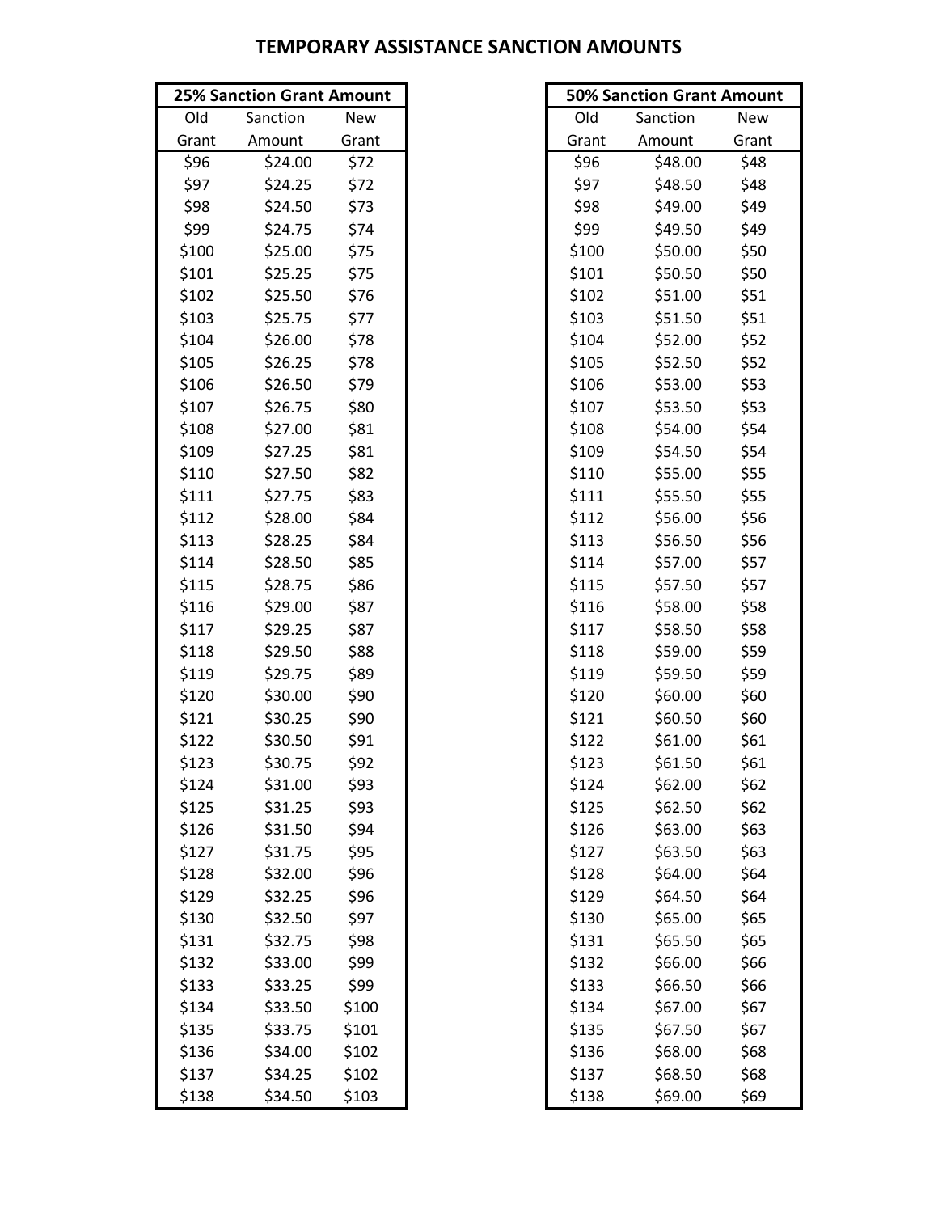# TEMPORARY ASSISTANCE SANCTION AMOUNTS

| 25% Sanction Grant Amount | | |
|---|---|---|
| Old Grant | Sanction Amount | New Grant |
| $96 | $24.00 | $72 |
| $97 | $24.25 | $72 |
| $98 | $24.50 | $73 |
| $99 | $24.75 | $74 |
| $100 | $25.00 | $75 |
| $101 | $25.25 | $75 |
| $102 | $25.50 | $76 |
| $103 | $25.75 | $77 |
| $104 | $26.00 | $78 |
| $105 | $26.25 | $78 |
| $106 | $26.50 | $79 |
| $107 | $26.75 | $80 |
| $108 | $27.00 | $81 |
| $109 | $27.25 | $81 |
| $110 | $27.50 | $82 |
| $111 | $27.75 | $83 |
| $112 | $28.00 | $84 |
| $113 | $28.25 | $84 |
| $114 | $28.50 | $85 |
| $115 | $28.75 | $86 |
| $116 | $29.00 | $87 |
| $117 | $29.25 | $87 |
| $118 | $29.50 | $88 |
| $119 | $29.75 | $89 |
| $120 | $30.00 | $90 |
| $121 | $30.25 | $90 |
| $122 | $30.50 | $91 |
| $123 | $30.75 | $92 |
| $124 | $31.00 | $93 |
| $125 | $31.25 | $93 |
| $126 | $31.50 | $94 |
| $127 | $31.75 | $95 |
| $128 | $32.00 | $96 |
| $129 | $32.25 | $96 |
| $130 | $32.50 | $97 |
| $131 | $32.75 | $98 |
| $132 | $33.00 | $99 |
| $133 | $33.25 | $99 |
| $134 | $33.50 | $100 |
| $135 | $33.75 | $101 |
| $136 | $34.00 | $102 |
| $137 | $34.25 | $102 |
| $138 | $34.50 | $103 |

| 50% Sanction Grant Amount | | |
|---|---|---|
| Old Grant | Sanction Amount | New Grant |
| $96 | $48.00 | $48 |
| $97 | $48.50 | $48 |
| $98 | $49.00 | $49 |
| $99 | $49.50 | $49 |
| $100 | $50.00 | $50 |
| $101 | $50.50 | $50 |
| $102 | $51.00 | $51 |
| $103 | $51.50 | $51 |
| $104 | $52.00 | $52 |
| $105 | $52.50 | $52 |
| $106 | $53.00 | $53 |
| $107 | $53.50 | $53 |
| $108 | $54.00 | $54 |
| $109 | $54.50 | $54 |
| $110 | $55.00 | $55 |
| $111 | $55.50 | $55 |
| $112 | $56.00 | $56 |
| $113 | $56.50 | $56 |
| $114 | $57.00 | $57 |
| $115 | $57.50 | $57 |
| $116 | $58.00 | $58 |
| $117 | $58.50 | $58 |
| $118 | $59.00 | $59 |
| $119 | $59.50 | $59 |
| $120 | $60.00 | $60 |
| $121 | $60.50 | $60 |
| $122 | $61.00 | $61 |
| $123 | $61.50 | $61 |
| $124 | $62.00 | $62 |
| $125 | $62.50 | $62 |
| $126 | $63.00 | $63 |
| $127 | $63.50 | $63 |
| $128 | $64.00 | $64 |
| $129 | $64.50 | $64 |
| $130 | $65.00 | $65 |
| $131 | $65.50 | $65 |
| $132 | $66.00 | $66 |
| $133 | $66.50 | $66 |
| $134 | $67.00 | $67 |
| $135 | $67.50 | $67 |
| $136 | $68.00 | $68 |
| $137 | $68.50 | $68 |
| $138 | $69.00 | $69 |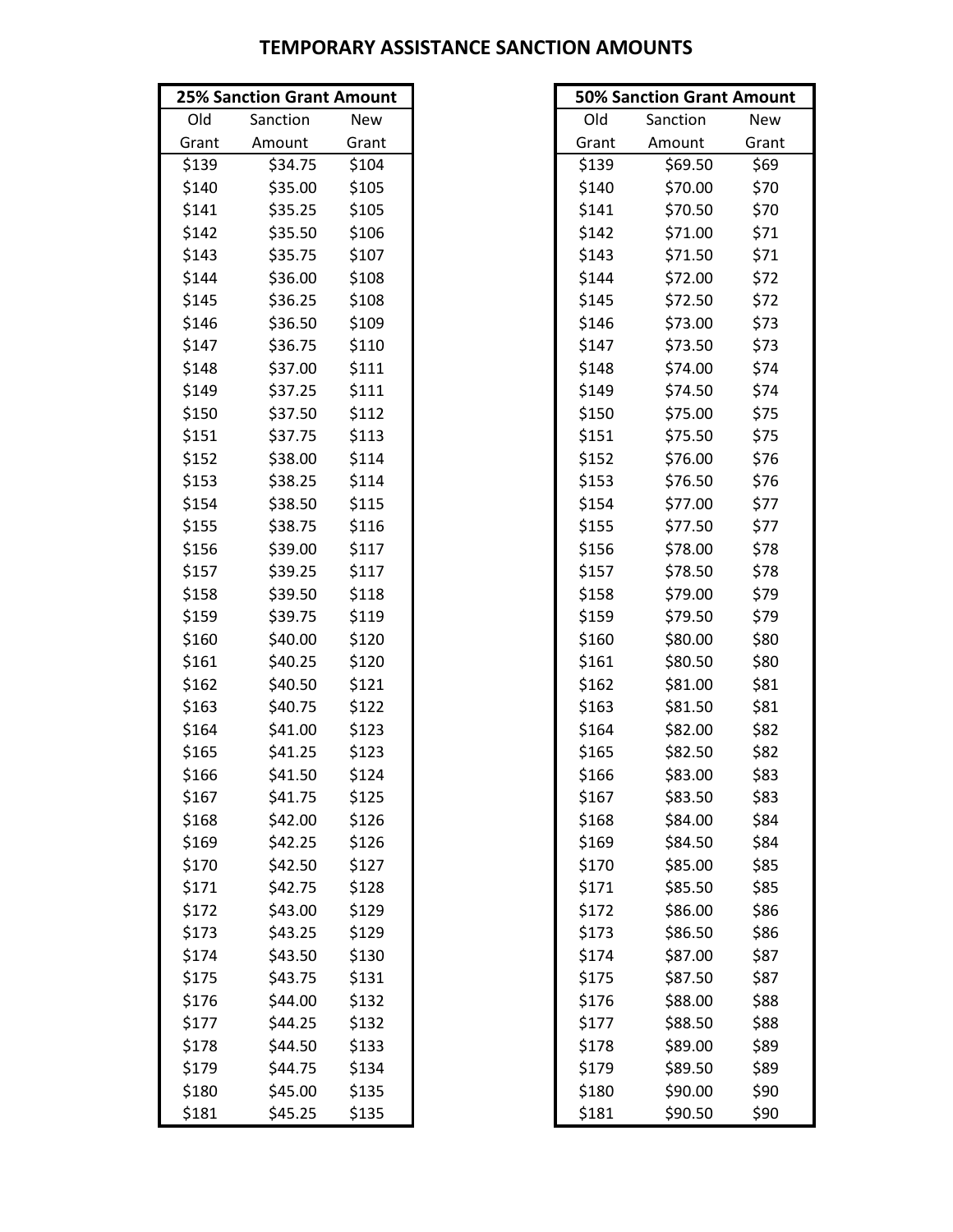# TEMPORARY ASSISTANCE SANCTION AMOUNTS

| 25% Sanction Grant Amount | | |
|---|---|---|
| Old Grant | Sanction Amount | New Grant |
| $139 | $34.75 | $104 |
| $140 | $35.00 | $105 |
| $141 | $35.25 | $105 |
| $142 | $35.50 | $106 |
| $143 | $35.75 | $107 |
| $144 | $36.00 | $108 |
| $145 | $36.25 | $108 |
| $146 | $36.50 | $109 |
| $147 | $36.75 | $110 |
| $148 | $37.00 | $111 |
| $149 | $37.25 | $111 |
| $150 | $37.50 | $112 |
| $151 | $37.75 | $113 |
| $152 | $38.00 | $114 |
| $153 | $38.25 | $114 |
| $154 | $38.50 | $115 |
| $155 | $38.75 | $116 |
| $156 | $39.00 | $117 |
| $157 | $39.25 | $117 |
| $158 | $39.50 | $118 |
| $159 | $39.75 | $119 |
| $160 | $40.00 | $120 |
| $161 | $40.25 | $120 |
| $162 | $40.50 | $121 |
| $163 | $40.75 | $122 |
| $164 | $41.00 | $123 |
| $165 | $41.25 | $123 |
| $166 | $41.50 | $124 |
| $167 | $41.75 | $125 |
| $168 | $42.00 | $126 |
| $169 | $42.25 | $126 |
| $170 | $42.50 | $127 |
| $171 | $42.75 | $128 |
| $172 | $43.00 | $129 |
| $173 | $43.25 | $129 |
| $174 | $43.50 | $130 |
| $175 | $43.75 | $131 |
| $176 | $44.00 | $132 |
| $177 | $44.25 | $132 |
| $178 | $44.50 | $133 |
| $179 | $44.75 | $134 |
| $180 | $45.00 | $135 |
| $181 | $45.25 | $135 |

| 50% Sanction Grant Amount | | |
|---|---|---|
| Old Grant | Sanction Amount | New Grant |
| $139 | $69.50 | $69 |
| $140 | $70.00 | $70 |
| $141 | $70.50 | $70 |
| $142 | $71.00 | $71 |
| $143 | $71.50 | $71 |
| $144 | $72.00 | $72 |
| $145 | $72.50 | $72 |
| $146 | $73.00 | $73 |
| $147 | $73.50 | $73 |
| $148 | $74.00 | $74 |
| $149 | $74.50 | $74 |
| $150 | $75.00 | $75 |
| $151 | $75.50 | $75 |
| $152 | $76.00 | $76 |
| $153 | $76.50 | $76 |
| $154 | $77.00 | $77 |
| $155 | $77.50 | $77 |
| $156 | $78.00 | $78 |
| $157 | $78.50 | $78 |
| $158 | $79.00 | $79 |
| $159 | $79.50 | $79 |
| $160 | $80.00 | $80 |
| $161 | $80.50 | $80 |
| $162 | $81.00 | $81 |
| $163 | $81.50 | $81 |
| $164 | $82.00 | $82 |
| $165 | $82.50 | $82 |
| $166 | $83.00 | $83 |
| $167 | $83.50 | $83 |
| $168 | $84.00 | $84 |
| $169 | $84.50 | $84 |
| $170 | $85.00 | $85 |
| $171 | $85.50 | $85 |
| $172 | $86.00 | $86 |
| $173 | $86.50 | $86 |
| $174 | $87.00 | $87 |
| $175 | $87.50 | $87 |
| $176 | $88.00 | $88 |
| $177 | $88.50 | $88 |
| $178 | $89.00 | $89 |
| $179 | $89.50 | $89 |
| $180 | $90.00 | $90 |
| $181 | $90.50 | $90 |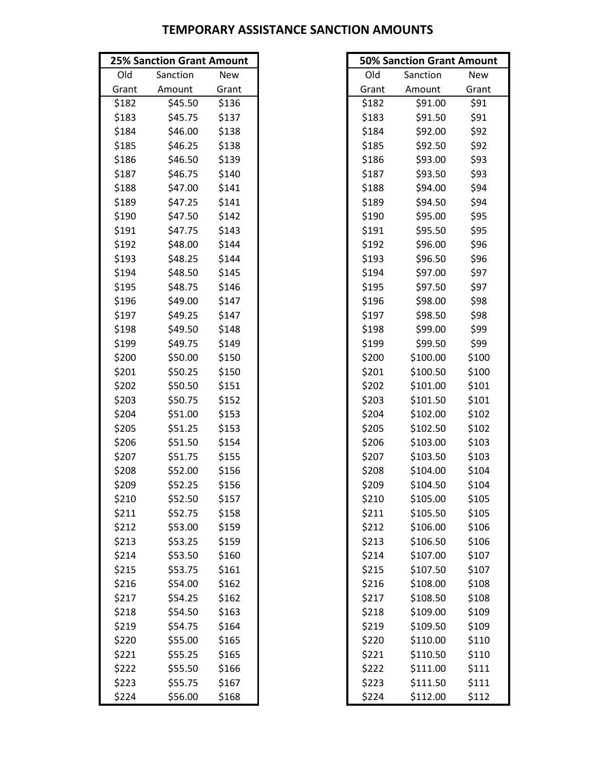# TEMPORARY ASSISTANCE SANCTION AMOUNTS

| 25% Sanction Grant Amount | | |
|---|---|---|
| Old Grant | Sanction Amount | New Grant |
| $182 | $45.50 | $136 |
| $183 | $45.75 | $137 |
| $184 | $46.00 | $138 |
| $185 | $46.25 | $138 |
| $186 | $46.50 | $139 |
| $187 | $46.75 | $140 |
| $188 | $47.00 | $141 |
| $189 | $47.25 | $141 |
| $190 | $47.50 | $142 |
| $191 | $47.75 | $143 |
| $192 | $48.00 | $144 |
| $193 | $48.25 | $144 |
| $194 | $48.50 | $145 |
| $195 | $48.75 | $146 |
| $196 | $49.00 | $147 |
| $197 | $49.25 | $147 |
| $198 | $49.50 | $148 |
| $199 | $49.75 | $149 |
| $200 | $50.00 | $150 |
| $201 | $50.25 | $150 |
| $202 | $50.50 | $151 |
| $203 | $50.75 | $152 |
| $204 | $51.00 | $153 |
| $205 | $51.25 | $153 |
| $206 | $51.50 | $154 |
| $207 | $51.75 | $155 |
| $208 | $52.00 | $156 |
| $209 | $52.25 | $156 |
| $210 | $52.50 | $157 |
| $211 | $52.75 | $158 |
| $212 | $53.00 | $159 |
| $213 | $53.25 | $159 |
| $214 | $53.50 | $160 |
| $215 | $53.75 | $161 |
| $216 | $54.00 | $162 |
| $217 | $54.25 | $162 |
| $218 | $54.50 | $163 |
| $219 | $54.75 | $164 |
| $220 | $55.00 | $165 |
| $221 | $55.25 | $165 |
| $222 | $55.50 | $166 |
| $223 | $55.75 | $167 |
| $224 | $56.00 | $168 |

| 50% Sanction Grant Amount | | |
|---|---|---|
| Old Grant | Sanction Amount | New Grant |
| $182 | $91.00 | $91 |
| $183 | $91.50 | $91 |
| $184 | $92.00 | $92 |
| $185 | $92.50 | $92 |
| $186 | $93.00 | $93 |
| $187 | $93.50 | $93 |
| $188 | $94.00 | $94 |
| $189 | $94.50 | $94 |
| $190 | $95.00 | $95 |
| $191 | $95.50 | $95 |
| $192 | $96.00 | $96 |
| $193 | $96.50 | $96 |
| $194 | $97.00 | $97 |
| $195 | $97.50 | $97 |
| $196 | $98.00 | $98 |
| $197 | $98.50 | $98 |
| $198 | $99.00 | $99 |
| $199 | $99.50 | $99 |
| $200 | $100.00 | $100 |
| $201 | $100.50 | $100 |
| $202 | $101.00 | $101 |
| $203 | $101.50 | $101 |
| $204 | $102.00 | $102 |
| $205 | $102.50 | $102 |
| $206 | $103.00 | $103 |
| $207 | $103.50 | $103 |
| $208 | $104.00 | $104 |
| $209 | $104.50 | $104 |
| $210 | $105.00 | $105 |
| $211 | $105.50 | $105 |
| $212 | $106.00 | $106 |
| $213 | $106.50 | $106 |
| $214 | $107.00 | $107 |
| $215 | $107.50 | $107 |
| $216 | $108.00 | $108 |
| $217 | $108.50 | $108 |
| $218 | $109.00 | $109 |
| $219 | $109.50 | $109 |
| $220 | $110.00 | $110 |
| $221 | $110.50 | $110 |
| $222 | $111.00 | $111 |
| $223 | $111.50 | $111 |
| $224 | $112.00 | $112 |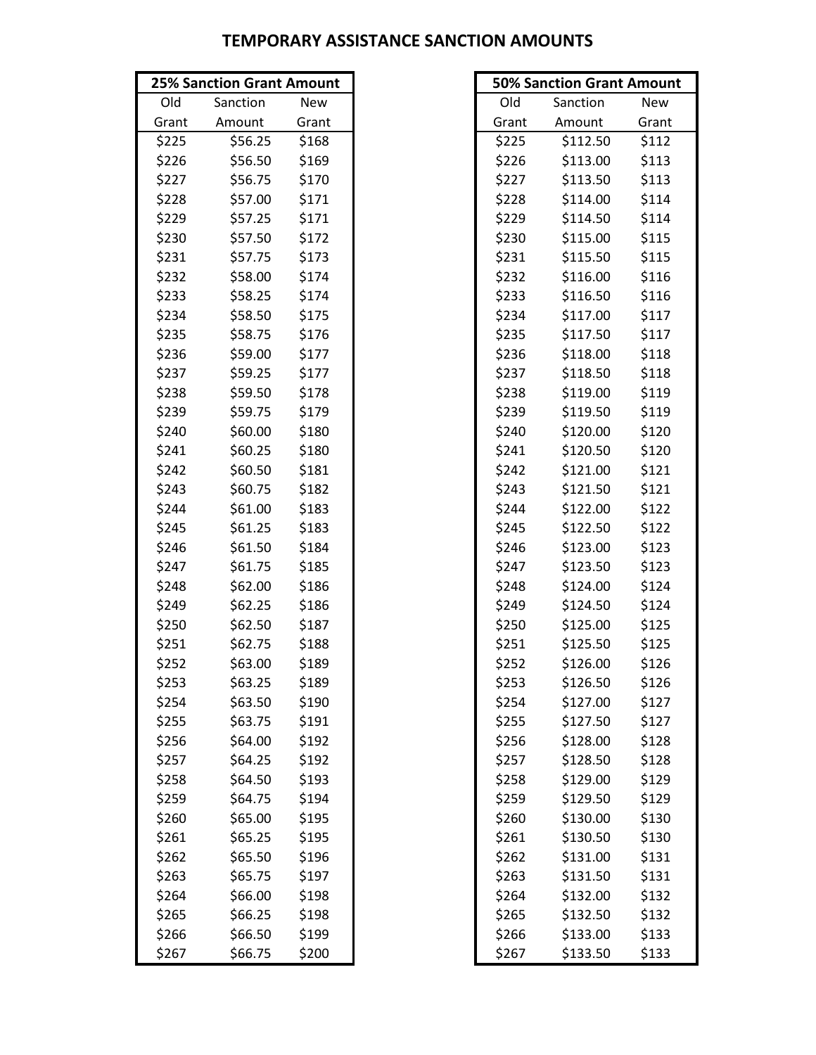# TEMPORARY ASSISTANCE SANCTION AMOUNTS

| 25% Sanction Grant Amount | | |
|---|---|---|
| Old Grant | Sanction Amount | New Grant |
| $225 | $56.25 | $168 |
| $226 | $56.50 | $169 |
| $227 | $56.75 | $170 |
| $228 | $57.00 | $171 |
| $229 | $57.25 | $171 |
| $230 | $57.50 | $172 |
| $231 | $57.75 | $173 |
| $232 | $58.00 | $174 |
| $233 | $58.25 | $174 |
| $234 | $58.50 | $175 |
| $235 | $58.75 | $176 |
| $236 | $59.00 | $177 |
| $237 | $59.25 | $177 |
| $238 | $59.50 | $178 |
| $239 | $59.75 | $179 |
| $240 | $60.00 | $180 |
| $241 | $60.25 | $180 |
| $242 | $60.50 | $181 |
| $243 | $60.75 | $182 |
| $244 | $61.00 | $183 |
| $245 | $61.25 | $183 |
| $246 | $61.50 | $184 |
| $247 | $61.75 | $185 |
| $248 | $62.00 | $186 |
| $249 | $62.25 | $186 |
| $250 | $62.50 | $187 |
| $251 | $62.75 | $188 |
| $252 | $63.00 | $189 |
| $253 | $63.25 | $189 |
| $254 | $63.50 | $190 |
| $255 | $63.75 | $191 |
| $256 | $64.00 | $192 |
| $257 | $64.25 | $192 |
| $258 | $64.50 | $193 |
| $259 | $64.75 | $194 |
| $260 | $65.00 | $195 |
| $261 | $65.25 | $195 |
| $262 | $65.50 | $196 |
| $263 | $65.75 | $197 |
| $264 | $66.00 | $198 |
| $265 | $66.25 | $198 |
| $266 | $66.50 | $199 |
| $267 | $66.75 | $200 |

| 50% Sanction Grant Amount | | |
|---|---|---|
| Old Grant | Sanction Amount | New Grant |
| $225 | $112.50 | $112 |
| $226 | $113.00 | $113 |
| $227 | $113.50 | $113 |
| $228 | $114.00 | $114 |
| $229 | $114.50 | $114 |
| $230 | $115.00 | $115 |
| $231 | $115.50 | $115 |
| $232 | $116.00 | $116 |
| $233 | $116.50 | $116 |
| $234 | $117.00 | $117 |
| $235 | $117.50 | $117 |
| $236 | $118.00 | $118 |
| $237 | $118.50 | $118 |
| $238 | $119.00 | $119 |
| $239 | $119.50 | $119 |
| $240 | $120.00 | $120 |
| $241 | $120.50 | $120 |
| $242 | $121.00 | $121 |
| $243 | $121.50 | $121 |
| $244 | $122.00 | $122 |
| $245 | $122.50 | $122 |
| $246 | $123.00 | $123 |
| $247 | $123.50 | $123 |
| $248 | $124.00 | $124 |
| $249 | $124.50 | $124 |
| $250 | $125.00 | $125 |
| $251 | $125.50 | $125 |
| $252 | $126.00 | $126 |
| $253 | $126.50 | $126 |
| $254 | $127.00 | $127 |
| $255 | $127.50 | $127 |
| $256 | $128.00 | $128 |
| $257 | $128.50 | $128 |
| $258 | $129.00 | $129 |
| $259 | $129.50 | $129 |
| $260 | $130.00 | $130 |
| $261 | $130.50 | $130 |
| $262 | $131.00 | $131 |
| $263 | $131.50 | $131 |
| $264 | $132.00 | $132 |
| $265 | $132.50 | $132 |
| $266 | $133.00 | $133 |
| $267 | $133.50 | $133 |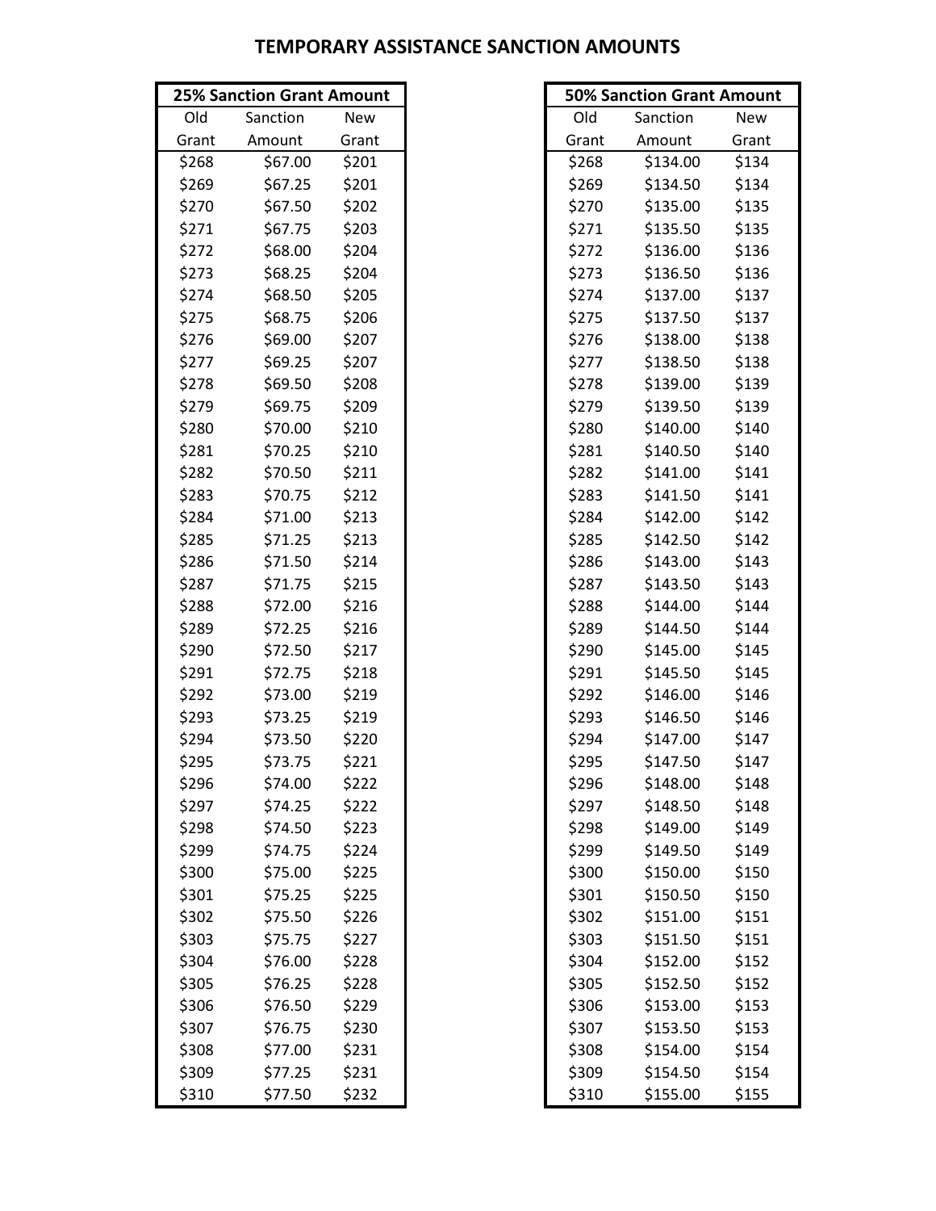# TEMPORARY ASSISTANCE SANCTION AMOUNTS

| 25% Sanction Grant Amount | | |
|---|---|---|
| Old Grant | Sanction Amount | New Grant |
| $268 | $67.00 | $201 |
| $269 | $67.25 | $201 |
| $270 | $67.50 | $202 |
| $271 | $67.75 | $203 |
| $272 | $68.00 | $204 |
| $273 | $68.25 | $204 |
| $274 | $68.50 | $205 |
| $275 | $68.75 | $206 |
| $276 | $69.00 | $207 |
| $277 | $69.25 | $207 |
| $278 | $69.50 | $208 |
| $279 | $69.75 | $209 |
| $280 | $70.00 | $210 |
| $281 | $70.25 | $210 |
| $282 | $70.50 | $211 |
| $283 | $70.75 | $212 |
| $284 | $71.00 | $213 |
| $285 | $71.25 | $213 |
| $286 | $71.50 | $214 |
| $287 | $71.75 | $215 |
| $288 | $72.00 | $216 |
| $289 | $72.25 | $216 |
| $290 | $72.50 | $217 |
| $291 | $72.75 | $218 |
| $292 | $73.00 | $219 |
| $293 | $73.25 | $219 |
| $294 | $73.50 | $220 |
| $295 | $73.75 | $221 |
| $296 | $74.00 | $222 |
| $297 | $74.25 | $222 |
| $298 | $74.50 | $223 |
| $299 | $74.75 | $224 |
| $300 | $75.00 | $225 |
| $301 | $75.25 | $225 |
| $302 | $75.50 | $226 |
| $303 | $75.75 | $227 |
| $304 | $76.00 | $228 |
| $305 | $76.25 | $228 |
| $306 | $76.50 | $229 |
| $307 | $76.75 | $230 |
| $308 | $77.00 | $231 |
| $309 | $77.25 | $231 |
| $310 | $77.50 | $232 |

| 50% Sanction Grant Amount | | |
|---|---|---|
| Old Grant | Sanction Amount | New Grant |
| $268 | $134.00 | $134 |
| $269 | $134.50 | $134 |
| $270 | $135.00 | $135 |
| $271 | $135.50 | $135 |
| $272 | $136.00 | $136 |
| $273 | $136.50 | $136 |
| $274 | $137.00 | $137 |
| $275 | $137.50 | $137 |
| $276 | $138.00 | $138 |
| $277 | $138.50 | $138 |
| $278 | $139.00 | $139 |
| $279 | $139.50 | $139 |
| $280 | $140.00 | $140 |
| $281 | $140.50 | $140 |
| $282 | $141.00 | $141 |
| $283 | $141.50 | $141 |
| $284 | $142.00 | $142 |
| $285 | $142.50 | $142 |
| $286 | $143.00 | $143 |
| $287 | $143.50 | $143 |
| $288 | $144.00 | $144 |
| $289 | $144.50 | $144 |
| $290 | $145.00 | $145 |
| $291 | $145.50 | $145 |
| $292 | $146.00 | $146 |
| $293 | $146.50 | $146 |
| $294 | $147.00 | $147 |
| $295 | $147.50 | $147 |
| $296 | $148.00 | $148 |
| $297 | $148.50 | $148 |
| $298 | $149.00 | $149 |
| $299 | $149.50 | $149 |
| $300 | $150.00 | $150 |
| $301 | $150.50 | $150 |
| $302 | $151.00 | $151 |
| $303 | $151.50 | $151 |
| $304 | $152.00 | $152 |
| $305 | $152.50 | $152 |
| $306 | $153.00 | $153 |
| $307 | $153.50 | $153 |
| $308 | $154.00 | $154 |
| $309 | $154.50 | $154 |
| $310 | $155.00 | $155 |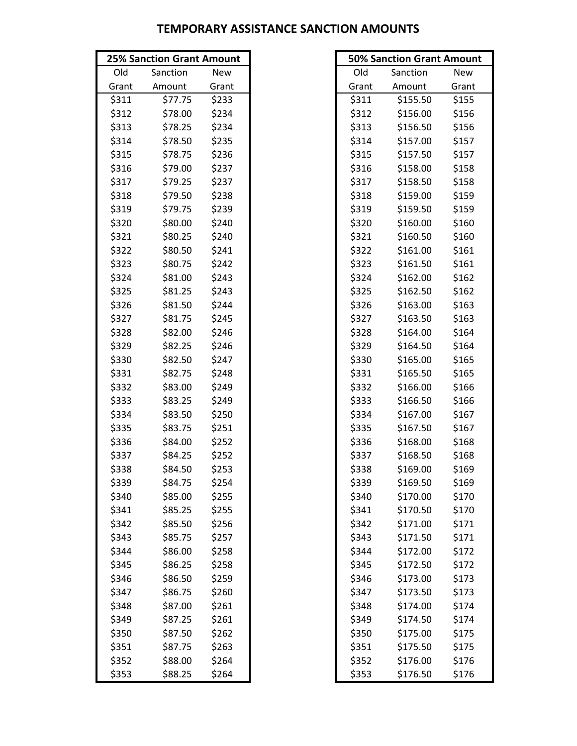# TEMPORARY ASSISTANCE SANCTION AMOUNTS

| 25% Sanction Grant Amount | | |
|---|---|---|
| Old Grant | Sanction Amount | New Grant |
| $311 | $77.75 | $233 |
| $312 | $78.00 | $234 |
| $313 | $78.25 | $234 |
| $314 | $78.50 | $235 |
| $315 | $78.75 | $236 |
| $316 | $79.00 | $237 |
| $317 | $79.25 | $237 |
| $318 | $79.50 | $238 |
| $319 | $79.75 | $239 |
| $320 | $80.00 | $240 |
| $321 | $80.25 | $240 |
| $322 | $80.50 | $241 |
| $323 | $80.75 | $242 |
| $324 | $81.00 | $243 |
| $325 | $81.25 | $243 |
| $326 | $81.50 | $244 |
| $327 | $81.75 | $245 |
| $328 | $82.00 | $246 |
| $329 | $82.25 | $246 |
| $330 | $82.50 | $247 |
| $331 | $82.75 | $248 |
| $332 | $83.00 | $249 |
| $333 | $83.25 | $249 |
| $334 | $83.50 | $250 |
| $335 | $83.75 | $251 |
| $336 | $84.00 | $252 |
| $337 | $84.25 | $252 |
| $338 | $84.50 | $253 |
| $339 | $84.75 | $254 |
| $340 | $85.00 | $255 |
| $341 | $85.25 | $255 |
| $342 | $85.50 | $256 |
| $343 | $85.75 | $257 |
| $344 | $86.00 | $258 |
| $345 | $86.25 | $258 |
| $346 | $86.50 | $259 |
| $347 | $86.75 | $260 |
| $348 | $87.00 | $261 |
| $349 | $87.25 | $261 |
| $350 | $87.50 | $262 |
| $351 | $87.75 | $263 |
| $352 | $88.00 | $264 |
| $353 | $88.25 | $264 |

| 50% Sanction Grant Amount | | |
|---|---|---|
| Old Grant | Sanction Amount | New Grant |
| $311 | $155.50 | $155 |
| $312 | $156.00 | $156 |
| $313 | $156.50 | $156 |
| $314 | $157.00 | $157 |
| $315 | $157.50 | $157 |
| $316 | $158.00 | $158 |
| $317 | $158.50 | $158 |
| $318 | $159.00 | $159 |
| $319 | $159.50 | $159 |
| $320 | $160.00 | $160 |
| $321 | $160.50 | $160 |
| $322 | $161.00 | $161 |
| $323 | $161.50 | $161 |
| $324 | $162.00 | $162 |
| $325 | $162.50 | $162 |
| $326 | $163.00 | $163 |
| $327 | $163.50 | $163 |
| $328 | $164.00 | $164 |
| $329 | $164.50 | $164 |
| $330 | $165.00 | $165 |
| $331 | $165.50 | $165 |
| $332 | $166.00 | $166 |
| $333 | $166.50 | $166 |
| $334 | $167.00 | $167 |
| $335 | $167.50 | $167 |
| $336 | $168.00 | $168 |
| $337 | $168.50 | $168 |
| $338 | $169.00 | $169 |
| $339 | $169.50 | $169 |
| $340 | $170.00 | $170 |
| $341 | $170.50 | $170 |
| $342 | $171.00 | $171 |
| $343 | $171.50 | $171 |
| $344 | $172.00 | $172 |
| $345 | $172.50 | $172 |
| $346 | $173.00 | $173 |
| $347 | $173.50 | $173 |
| $348 | $174.00 | $174 |
| $349 | $174.50 | $174 |
| $350 | $175.00 | $175 |
| $351 | $175.50 | $175 |
| $352 | $176.00 | $176 |
| $353 | $176.50 | $176 |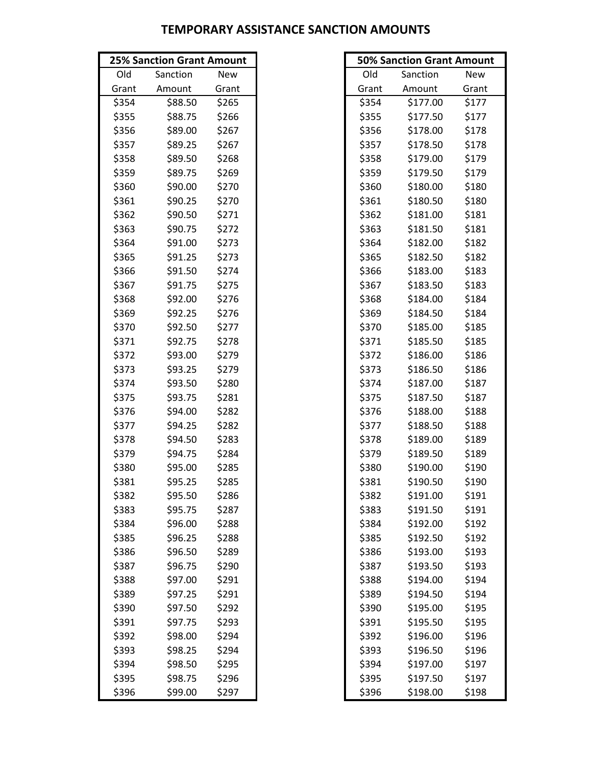# TEMPORARY ASSISTANCE SANCTION AMOUNTS

| 25% Sanction Grant Amount | | |
|---|---|---|
| Old Grant | Sanction Amount | New Grant |
| $354 | $88.50 | $265 |
| $355 | $88.75 | $266 |
| $356 | $89.00 | $267 |
| $357 | $89.25 | $267 |
| $358 | $89.50 | $268 |
| $359 | $89.75 | $269 |
| $360 | $90.00 | $270 |
| $361 | $90.25 | $270 |
| $362 | $90.50 | $271 |
| $363 | $90.75 | $272 |
| $364 | $91.00 | $273 |
| $365 | $91.25 | $273 |
| $366 | $91.50 | $274 |
| $367 | $91.75 | $275 |
| $368 | $92.00 | $276 |
| $369 | $92.25 | $276 |
| $370 | $92.50 | $277 |
| $371 | $92.75 | $278 |
| $372 | $93.00 | $279 |
| $373 | $93.25 | $279 |
| $374 | $93.50 | $280 |
| $375 | $93.75 | $281 |
| $376 | $94.00 | $282 |
| $377 | $94.25 | $282 |
| $378 | $94.50 | $283 |
| $379 | $94.75 | $284 |
| $380 | $95.00 | $285 |
| $381 | $95.25 | $285 |
| $382 | $95.50 | $286 |
| $383 | $95.75 | $287 |
| $384 | $96.00 | $288 |
| $385 | $96.25 | $288 |
| $386 | $96.50 | $289 |
| $387 | $96.75 | $290 |
| $388 | $97.00 | $291 |
| $389 | $97.25 | $291 |
| $390 | $97.50 | $292 |
| $391 | $97.75 | $293 |
| $392 | $98.00 | $294 |
| $393 | $98.25 | $294 |
| $394 | $98.50 | $295 |
| $395 | $98.75 | $296 |
| $396 | $99.00 | $297 |

| 50% Sanction Grant Amount | | |
|---|---|---|
| Old Grant | Sanction Amount | New Grant |
| $354 | $177.00 | $177 |
| $355 | $177.50 | $177 |
| $356 | $178.00 | $178 |
| $357 | $178.50 | $178 |
| $358 | $179.00 | $179 |
| $359 | $179.50 | $179 |
| $360 | $180.00 | $180 |
| $361 | $180.50 | $180 |
| $362 | $181.00 | $181 |
| $363 | $181.50 | $181 |
| $364 | $182.00 | $182 |
| $365 | $182.50 | $182 |
| $366 | $183.00 | $183 |
| $367 | $183.50 | $183 |
| $368 | $184.00 | $184 |
| $369 | $184.50 | $184 |
| $370 | $185.00 | $185 |
| $371 | $185.50 | $185 |
| $372 | $186.00 | $186 |
| $373 | $186.50 | $186 |
| $374 | $187.00 | $187 |
| $375 | $187.50 | $187 |
| $376 | $188.00 | $188 |
| $377 | $188.50 | $188 |
| $378 | $189.00 | $189 |
| $379 | $189.50 | $189 |
| $380 | $190.00 | $190 |
| $381 | $190.50 | $190 |
| $382 | $191.00 | $191 |
| $383 | $191.50 | $191 |
| $384 | $192.00 | $192 |
| $385 | $192.50 | $192 |
| $386 | $193.00 | $193 |
| $387 | $193.50 | $193 |
| $388 | $194.00 | $194 |
| $389 | $194.50 | $194 |
| $390 | $195.00 | $195 |
| $391 | $195.50 | $195 |
| $392 | $196.00 | $196 |
| $393 | $196.50 | $196 |
| $394 | $197.00 | $197 |
| $395 | $197.50 | $197 |
| $396 | $198.00 | $198 |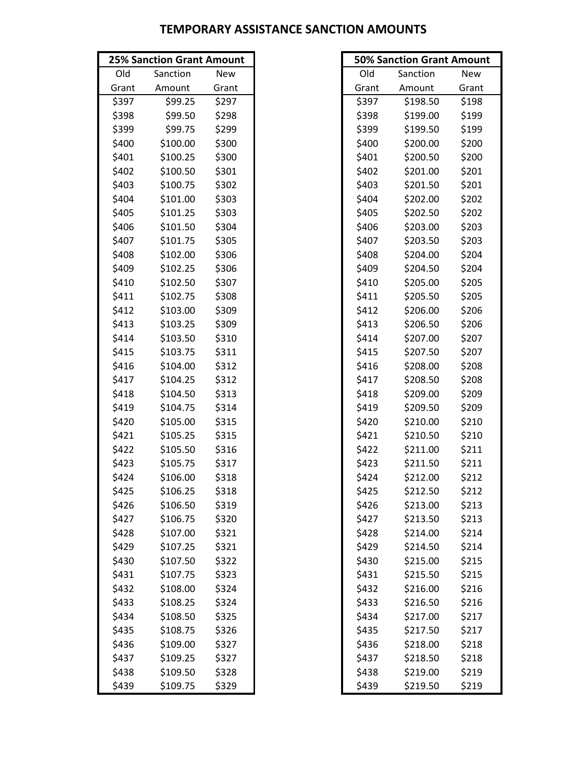# TEMPORARY ASSISTANCE SANCTION AMOUNTS

| 25% Sanction Grant Amount | | |
|---|---|---|
| Old Grant | Sanction Amount | New Grant |
| $397 | $99.25 | $297 |
| $398 | $99.50 | $298 |
| $399 | $99.75 | $299 |
| $400 | $100.00 | $300 |
| $401 | $100.25 | $300 |
| $402 | $100.50 | $301 |
| $403 | $100.75 | $302 |
| $404 | $101.00 | $303 |
| $405 | $101.25 | $303 |
| $406 | $101.50 | $304 |
| $407 | $101.75 | $305 |
| $408 | $102.00 | $306 |
| $409 | $102.25 | $306 |
| $410 | $102.50 | $307 |
| $411 | $102.75 | $308 |
| $412 | $103.00 | $309 |
| $413 | $103.25 | $309 |
| $414 | $103.50 | $310 |
| $415 | $103.75 | $311 |
| $416 | $104.00 | $312 |
| $417 | $104.25 | $312 |
| $418 | $104.50 | $313 |
| $419 | $104.75 | $314 |
| $420 | $105.00 | $315 |
| $421 | $105.25 | $315 |
| $422 | $105.50 | $316 |
| $423 | $105.75 | $317 |
| $424 | $106.00 | $318 |
| $425 | $106.25 | $318 |
| $426 | $106.50 | $319 |
| $427 | $106.75 | $320 |
| $428 | $107.00 | $321 |
| $429 | $107.25 | $321 |
| $430 | $107.50 | $322 |
| $431 | $107.75 | $323 |
| $432 | $108.00 | $324 |
| $433 | $108.25 | $324 |
| $434 | $108.50 | $325 |
| $435 | $108.75 | $326 |
| $436 | $109.00 | $327 |
| $437 | $109.25 | $327 |
| $438 | $109.50 | $328 |
| $439 | $109.75 | $329 |

| 50% Sanction Grant Amount | | |
|---|---|---|
| Old Grant | Sanction Amount | New Grant |
| $397 | $198.50 | $198 |
| $398 | $199.00 | $199 |
| $399 | $199.50 | $199 |
| $400 | $200.00 | $200 |
| $401 | $200.50 | $200 |
| $402 | $201.00 | $201 |
| $403 | $201.50 | $201 |
| $404 | $202.00 | $202 |
| $405 | $202.50 | $202 |
| $406 | $203.00 | $203 |
| $407 | $203.50 | $203 |
| $408 | $204.00 | $204 |
| $409 | $204.50 | $204 |
| $410 | $205.00 | $205 |
| $411 | $205.50 | $205 |
| $412 | $206.00 | $206 |
| $413 | $206.50 | $206 |
| $414 | $207.00 | $207 |
| $415 | $207.50 | $207 |
| $416 | $208.00 | $208 |
| $417 | $208.50 | $208 |
| $418 | $209.00 | $209 |
| $419 | $209.50 | $209 |
| $420 | $210.00 | $210 |
| $421 | $210.50 | $210 |
| $422 | $211.00 | $211 |
| $423 | $211.50 | $211 |
| $424 | $212.00 | $212 |
| $425 | $212.50 | $212 |
| $426 | $213.00 | $213 |
| $427 | $213.50 | $213 |
| $428 | $214.00 | $214 |
| $429 | $214.50 | $214 |
| $430 | $215.00 | $215 |
| $431 | $215.50 | $215 |
| $432 | $216.00 | $216 |
| $433 | $216.50 | $216 |
| $434 | $217.00 | $217 |
| $435 | $217.50 | $217 |
| $436 | $218.00 | $218 |
| $437 | $218.50 | $218 |
| $438 | $219.00 | $219 |
| $439 | $219.50 | $219 |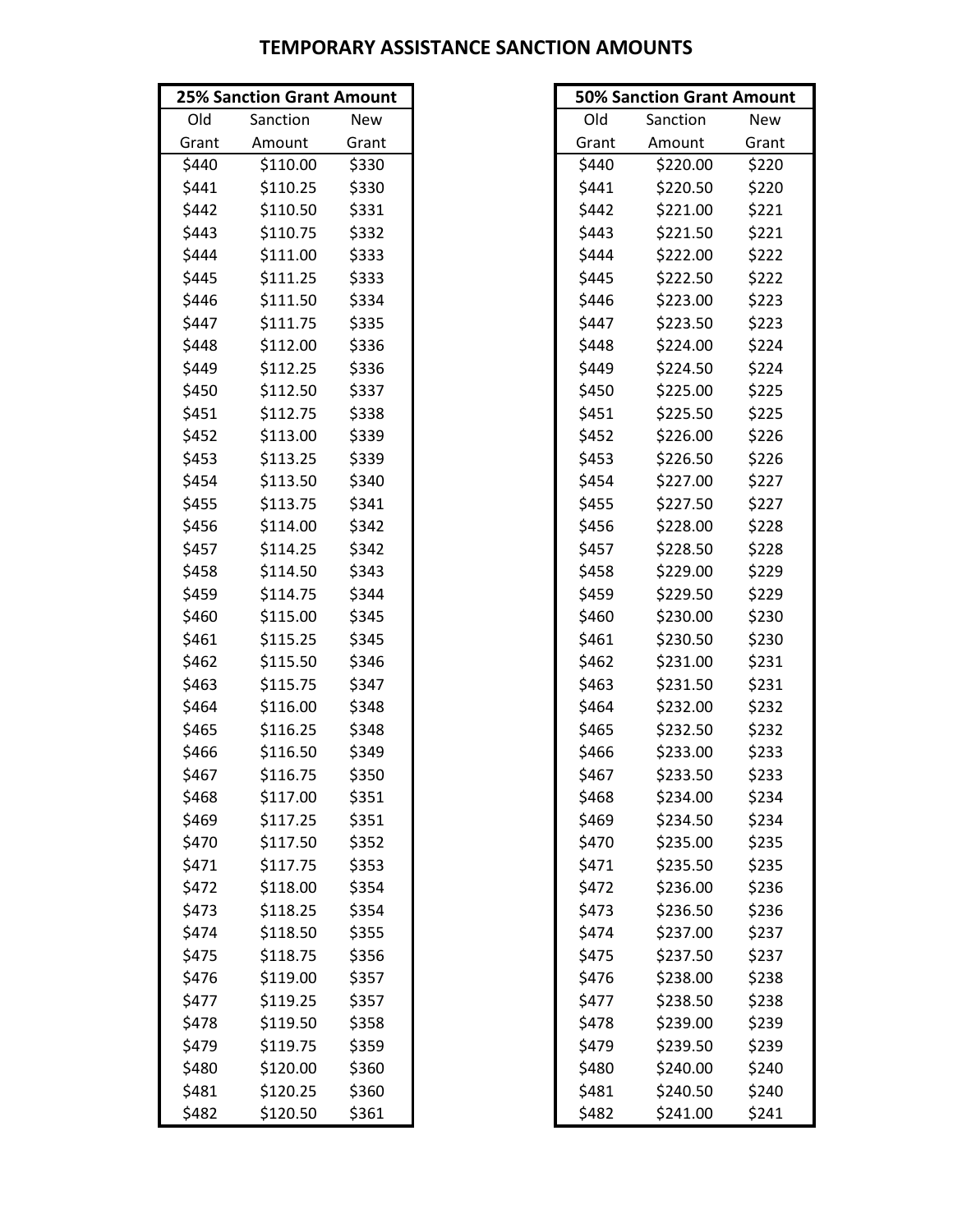# TEMPORARY ASSISTANCE SANCTION AMOUNTS

| 25% Sanction Grant Amount | | |
|---|---|---|
| Old Grant | Sanction Amount | New Grant |
| $440 | $110.00 | $330 |
| $441 | $110.25 | $330 |
| $442 | $110.50 | $331 |
| $443 | $110.75 | $332 |
| $444 | $111.00 | $333 |
| $445 | $111.25 | $333 |
| $446 | $111.50 | $334 |
| $447 | $111.75 | $335 |
| $448 | $112.00 | $336 |
| $449 | $112.25 | $336 |
| $450 | $112.50 | $337 |
| $451 | $112.75 | $338 |
| $452 | $113.00 | $339 |
| $453 | $113.25 | $339 |
| $454 | $113.50 | $340 |
| $455 | $113.75 | $341 |
| $456 | $114.00 | $342 |
| $457 | $114.25 | $342 |
| $458 | $114.50 | $343 |
| $459 | $114.75 | $344 |
| $460 | $115.00 | $345 |
| $461 | $115.25 | $345 |
| $462 | $115.50 | $346 |
| $463 | $115.75 | $347 |
| $464 | $116.00 | $348 |
| $465 | $116.25 | $348 |
| $466 | $116.50 | $349 |
| $467 | $116.75 | $350 |
| $468 | $117.00 | $351 |
| $469 | $117.25 | $351 |
| $470 | $117.50 | $352 |
| $471 | $117.75 | $353 |
| $472 | $118.00 | $354 |
| $473 | $118.25 | $354 |
| $474 | $118.50 | $355 |
| $475 | $118.75 | $356 |
| $476 | $119.00 | $357 |
| $477 | $119.25 | $357 |
| $478 | $119.50 | $358 |
| $479 | $119.75 | $359 |
| $480 | $120.00 | $360 |
| $481 | $120.25 | $360 |
| $482 | $120.50 | $361 |

| 50% Sanction Grant Amount | | |
|---|---|---|
| Old Grant | Sanction Amount | New Grant |
| $440 | $220.00 | $220 |
| $441 | $220.50 | $220 |
| $442 | $221.00 | $221 |
| $443 | $221.50 | $221 |
| $444 | $222.00 | $222 |
| $445 | $222.50 | $222 |
| $446 | $223.00 | $223 |
| $447 | $223.50 | $223 |
| $448 | $224.00 | $224 |
| $449 | $224.50 | $224 |
| $450 | $225.00 | $225 |
| $451 | $225.50 | $225 |
| $452 | $226.00 | $226 |
| $453 | $226.50 | $226 |
| $454 | $227.00 | $227 |
| $455 | $227.50 | $227 |
| $456 | $228.00 | $228 |
| $457 | $228.50 | $228 |
| $458 | $229.00 | $229 |
| $459 | $229.50 | $229 |
| $460 | $230.00 | $230 |
| $461 | $230.50 | $230 |
| $462 | $231.00 | $231 |
| $463 | $231.50 | $231 |
| $464 | $232.00 | $232 |
| $465 | $232.50 | $232 |
| $466 | $233.00 | $233 |
| $467 | $233.50 | $233 |
| $468 | $234.00 | $234 |
| $469 | $234.50 | $234 |
| $470 | $235.00 | $235 |
| $471 | $235.50 | $235 |
| $472 | $236.00 | $236 |
| $473 | $236.50 | $236 |
| $474 | $237.00 | $237 |
| $475 | $237.50 | $237 |
| $476 | $238.00 | $238 |
| $477 | $238.50 | $238 |
| $478 | $239.00 | $239 |
| $479 | $239.50 | $239 |
| $480 | $240.00 | $240 |
| $481 | $240.50 | $240 |
| $482 | $241.00 | $241 |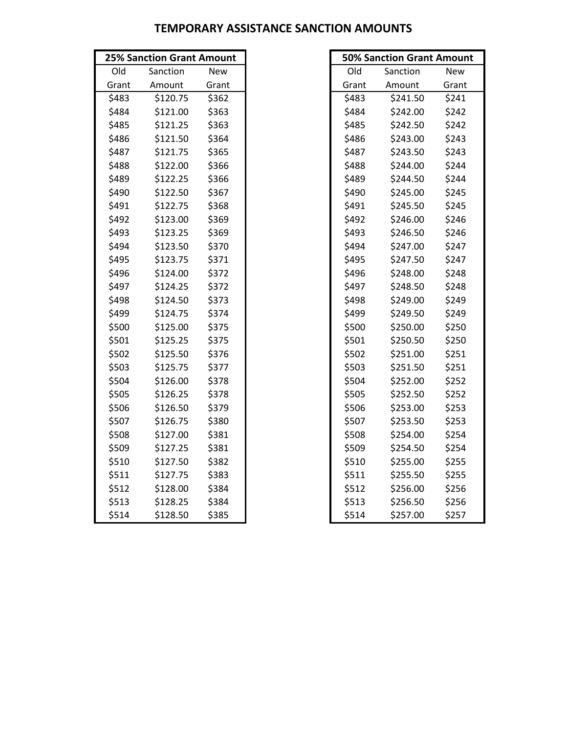# TEMPORARY ASSISTANCE SANCTION AMOUNTS

| 25% Sanction Grant Amount | | |
|---|---|---|
| Old Grant | Sanction Amount | New Grant |
| $483 | $120.75 | $362 |
| $484 | $121.00 | $363 |
| $485 | $121.25 | $363 |
| $486 | $121.50 | $364 |
| $487 | $121.75 | $365 |
| $488 | $122.00 | $366 |
| $489 | $122.25 | $366 |
| $490 | $122.50 | $367 |
| $491 | $122.75 | $368 |
| $492 | $123.00 | $369 |
| $493 | $123.25 | $369 |
| $494 | $123.50 | $370 |
| $495 | $123.75 | $371 |
| $496 | $124.00 | $372 |
| $497 | $124.25 | $372 |
| $498 | $124.50 | $373 |
| $499 | $124.75 | $374 |
| $500 | $125.00 | $375 |
| $501 | $125.25 | $375 |
| $502 | $125.50 | $376 |
| $503 | $125.75 | $377 |
| $504 | $126.00 | $378 |
| $505 | $126.25 | $378 |
| $506 | $126.50 | $379 |
| $507 | $126.75 | $380 |
| $508 | $127.00 | $381 |
| $509 | $127.25 | $381 |
| $510 | $127.50 | $382 |
| $511 | $127.75 | $383 |
| $512 | $128.00 | $384 |
| $513 | $128.25 | $384 |
| $514 | $128.50 | $385 |

| 50% Sanction Grant Amount | | |
|---|---|---|
| Old Grant | Sanction Amount | New Grant |
| $483 | $241.50 | $241 |
| $484 | $242.00 | $242 |
| $485 | $242.50 | $242 |
| $486 | $243.00 | $243 |
| $487 | $243.50 | $243 |
| $488 | $244.00 | $244 |
| $489 | $244.50 | $244 |
| $490 | $245.00 | $245 |
| $491 | $245.50 | $245 |
| $492 | $246.00 | $246 |
| $493 | $246.50 | $246 |
| $494 | $247.00 | $247 |
| $495 | $247.50 | $247 |
| $496 | $248.00 | $248 |
| $497 | $248.50 | $248 |
| $498 | $249.00 | $249 |
| $499 | $249.50 | $249 |
| $500 | $250.00 | $250 |
| $501 | $250.50 | $250 |
| $502 | $251.00 | $251 |
| $503 | $251.50 | $251 |
| $504 | $252.00 | $252 |
| $505 | $252.50 | $252 |
| $506 | $253.00 | $253 |
| $507 | $253.50 | $253 |
| $508 | $254.00 | $254 |
| $509 | $254.50 | $254 |
| $510 | $255.00 | $255 |
| $511 | $255.50 | $255 |
| $512 | $256.00 | $256 |
| $513 | $256.50 | $256 |
| $514 | $257.00 | $257 |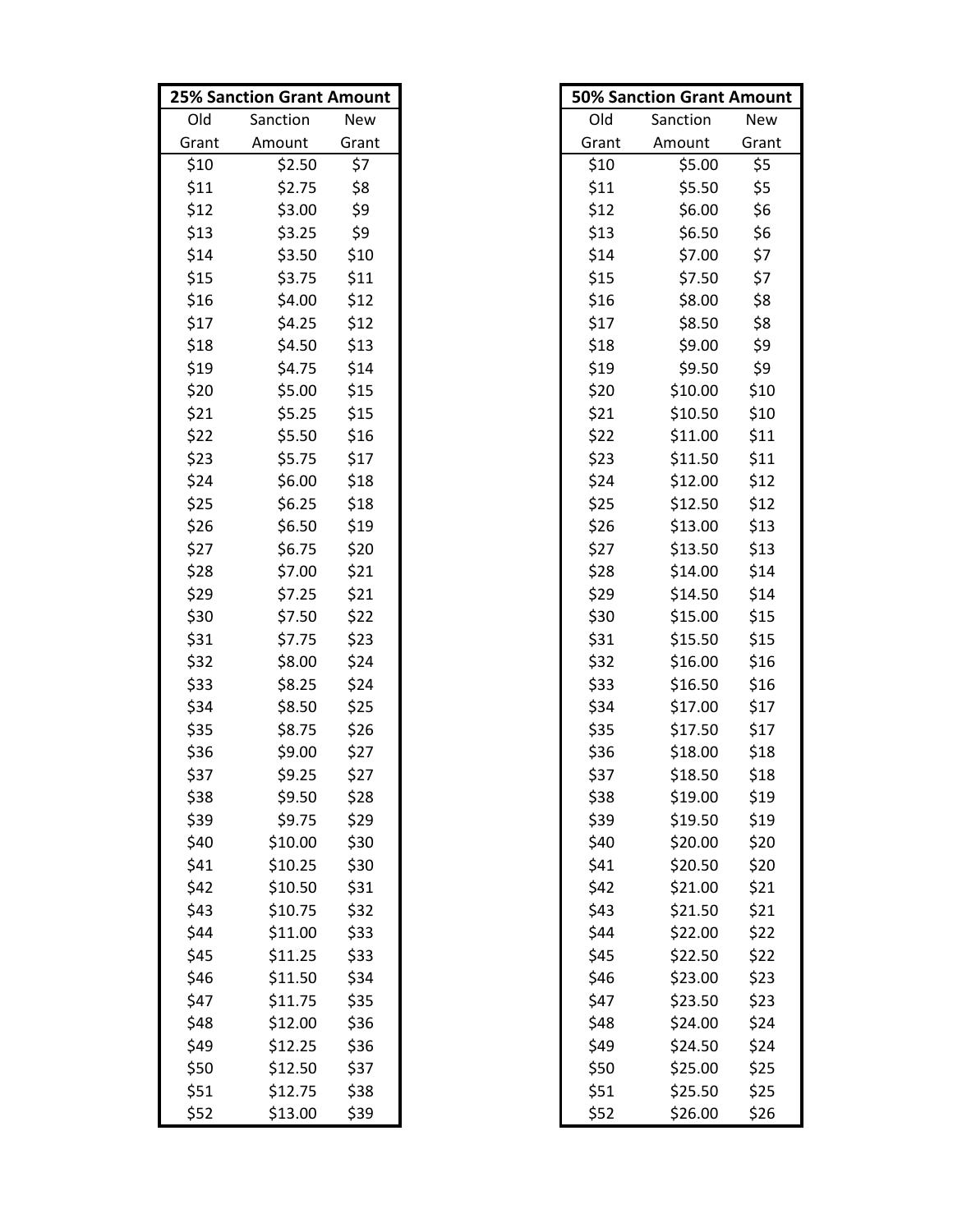| 25% Sanction Grant Amount | | |
|---|---|---|
| Old Grant | Sanction Amount | New Grant |
| $10 | $2.50 | $7 |
| $11 | $2.75 | $8 |
| $12 | $3.00 | $9 |
| $13 | $3.25 | $9 |
| $14 | $3.50 | $10 |
| $15 | $3.75 | $11 |
| $16 | $4.00 | $12 |
| $17 | $4.25 | $12 |
| $18 | $4.50 | $13 |
| $19 | $4.75 | $14 |
| $20 | $5.00 | $15 |
| $21 | $5.25 | $15 |
| $22 | $5.50 | $16 |
| $23 | $5.75 | $17 |
| $24 | $6.00 | $18 |
| $25 | $6.25 | $18 |
| $26 | $6.50 | $19 |
| $27 | $6.75 | $20 |
| $28 | $7.00 | $21 |
| $29 | $7.25 | $21 |
| $30 | $7.50 | $22 |
| $31 | $7.75 | $23 |
| $32 | $8.00 | $24 |
| $33 | $8.25 | $24 |
| $34 | $8.50 | $25 |
| $35 | $8.75 | $26 |
| $36 | $9.00 | $27 |
| $37 | $9.25 | $27 |
| $38 | $9.50 | $28 |
| $39 | $9.75 | $29 |
| $40 | $10.00 | $30 |
| $41 | $10.25 | $30 |
| $42 | $10.50 | $31 |
| $43 | $10.75 | $32 |
| $44 | $11.00 | $33 |
| $45 | $11.25 | $33 |
| $46 | $11.50 | $34 |
| $47 | $11.75 | $35 |
| $48 | $12.00 | $36 |
| $49 | $12.25 | $36 |
| $50 | $12.50 | $37 |
| $51 | $12.75 | $38 |
| $52 | $13.00 | $39 |

| 50% Sanction Grant Amount | | |
|---|---|---|
| Old Grant | Sanction Amount | New Grant |
| $10 | $5.00 | $5 |
| $11 | $5.50 | $5 |
| $12 | $6.00 | $6 |
| $13 | $6.50 | $6 |
| $14 | $7.00 | $7 |
| $15 | $7.50 | $7 |
| $16 | $8.00 | $8 |
| $17 | $8.50 | $8 |
| $18 | $9.00 | $9 |
| $19 | $9.50 | $9 |
| $20 | $10.00 | $10 |
| $21 | $10.50 | $10 |
| $22 | $11.00 | $11 |
| $23 | $11.50 | $11 |
| $24 | $12.00 | $12 |
| $25 | $12.50 | $12 |
| $26 | $13.00 | $13 |
| $27 | $13.50 | $13 |
| $28 | $14.00 | $14 |
| $29 | $14.50 | $14 |
| $30 | $15.00 | $15 |
| $31 | $15.50 | $15 |
| $32 | $16.00 | $16 |
| $33 | $16.50 | $16 |
| $34 | $17.00 | $17 |
| $35 | $17.50 | $17 |
| $36 | $18.00 | $18 |
| $37 | $18.50 | $18 |
| $38 | $19.00 | $19 |
| $39 | $19.50 | $19 |
| $40 | $20.00 | $20 |
| $41 | $20.50 | $20 |
| $42 | $21.00 | $21 |
| $43 | $21.50 | $21 |
| $44 | $22.00 | $22 |
| $45 | $22.50 | $22 |
| $46 | $23.00 | $23 |
| $47 | $23.50 | $23 |
| $48 | $24.00 | $24 |
| $49 | $24.50 | $24 |
| $50 | $25.00 | $25 |
| $51 | $25.50 | $25 |
| $52 | $26.00 | $26 |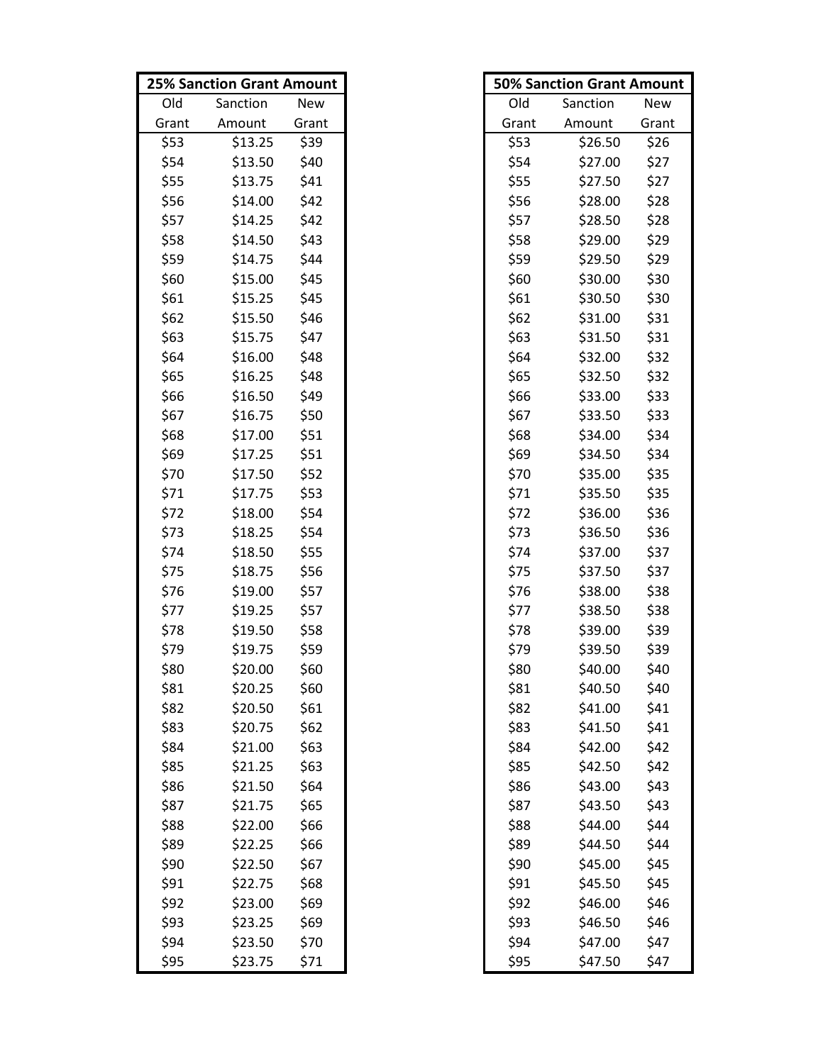| 25% Sanction Grant Amount | | |
|---|---|---|
| Old Grant | Sanction Amount | New Grant |
| $53 | $13.25 | $39 |
| $54 | $13.50 | $40 |
| $55 | $13.75 | $41 |
| $56 | $14.00 | $42 |
| $57 | $14.25 | $42 |
| $58 | $14.50 | $43 |
| $59 | $14.75 | $44 |
| $60 | $15.00 | $45 |
| $61 | $15.25 | $45 |
| $62 | $15.50 | $46 |
| $63 | $15.75 | $47 |
| $64 | $16.00 | $48 |
| $65 | $16.25 | $48 |
| $66 | $16.50 | $49 |
| $67 | $16.75 | $50 |
| $68 | $17.00 | $51 |
| $69 | $17.25 | $51 |
| $70 | $17.50 | $52 |
| $71 | $17.75 | $53 |
| $72 | $18.00 | $54 |
| $73 | $18.25 | $54 |
| $74 | $18.50 | $55 |
| $75 | $18.75 | $56 |
| $76 | $19.00 | $57 |
| $77 | $19.25 | $57 |
| $78 | $19.50 | $58 |
| $79 | $19.75 | $59 |
| $80 | $20.00 | $60 |
| $81 | $20.25 | $60 |
| $82 | $20.50 | $61 |
| $83 | $20.75 | $62 |
| $84 | $21.00 | $63 |
| $85 | $21.25 | $63 |
| $86 | $21.50 | $64 |
| $87 | $21.75 | $65 |
| $88 | $22.00 | $66 |
| $89 | $22.25 | $66 |
| $90 | $22.50 | $67 |
| $91 | $22.75 | $68 |
| $92 | $23.00 | $69 |
| $93 | $23.25 | $69 |
| $94 | $23.50 | $70 |
| $95 | $23.75 | $71 |

| 50% Sanction Grant Amount | | |
|---|---|---|
| Old Grant | Sanction Amount | New Grant |
| $53 | $26.50 | $26 |
| $54 | $27.00 | $27 |
| $55 | $27.50 | $27 |
| $56 | $28.00 | $28 |
| $57 | $28.50 | $28 |
| $58 | $29.00 | $29 |
| $59 | $29.50 | $29 |
| $60 | $30.00 | $30 |
| $61 | $30.50 | $30 |
| $62 | $31.00 | $31 |
| $63 | $31.50 | $31 |
| $64 | $32.00 | $32 |
| $65 | $32.50 | $32 |
| $66 | $33.00 | $33 |
| $67 | $33.50 | $33 |
| $68 | $34.00 | $34 |
| $69 | $34.50 | $34 |
| $70 | $35.00 | $35 |
| $71 | $35.50 | $35 |
| $72 | $36.00 | $36 |
| $73 | $36.50 | $36 |
| $74 | $37.00 | $37 |
| $75 | $37.50 | $37 |
| $76 | $38.00 | $38 |
| $77 | $38.50 | $38 |
| $78 | $39.00 | $39 |
| $79 | $39.50 | $39 |
| $80 | $40.00 | $40 |
| $81 | $40.50 | $40 |
| $82 | $41.00 | $41 |
| $83 | $41.50 | $41 |
| $84 | $42.00 | $42 |
| $85 | $42.50 | $42 |
| $86 | $43.00 | $43 |
| $87 | $43.50 | $43 |
| $88 | $44.00 | $44 |
| $89 | $44.50 | $44 |
| $90 | $45.00 | $45 |
| $91 | $45.50 | $45 |
| $92 | $46.00 | $46 |
| $93 | $46.50 | $46 |
| $94 | $47.00 | $47 |
| $95 | $47.50 | $47 |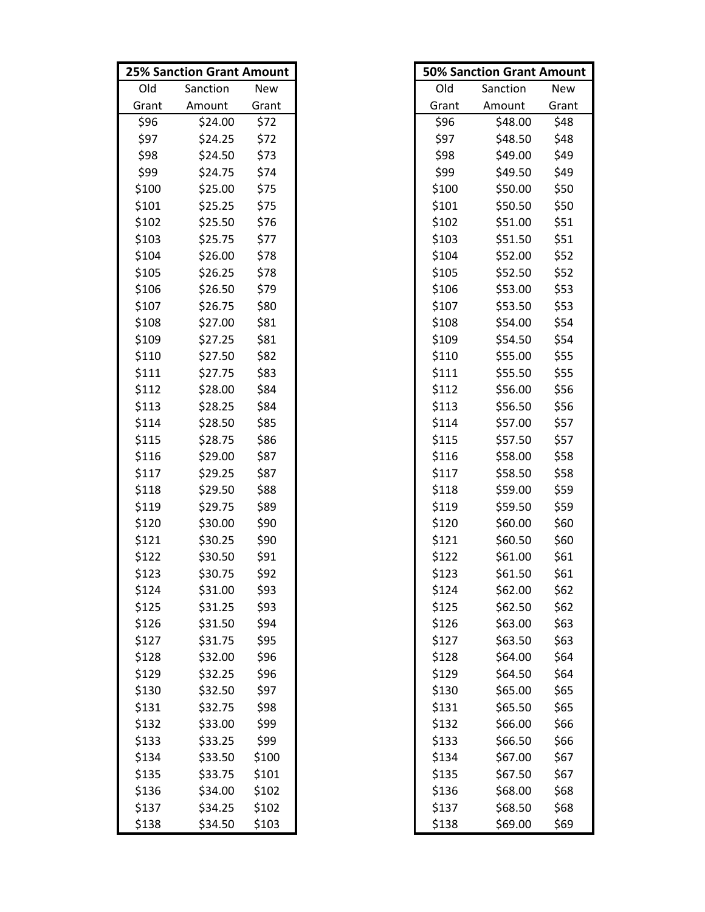| 25% Sanction Grant Amount | | |
|---|---|---|
| Old Grant | Sanction Amount | New Grant |
| $96 | $24.00 | $72 |
| $97 | $24.25 | $72 |
| $98 | $24.50 | $73 |
| $99 | $24.75 | $74 |
| $100 | $25.00 | $75 |
| $101 | $25.25 | $75 |
| $102 | $25.50 | $76 |
| $103 | $25.75 | $77 |
| $104 | $26.00 | $78 |
| $105 | $26.25 | $78 |
| $106 | $26.50 | $79 |
| $107 | $26.75 | $80 |
| $108 | $27.00 | $81 |
| $109 | $27.25 | $81 |
| $110 | $27.50 | $82 |
| $111 | $27.75 | $83 |
| $112 | $28.00 | $84 |
| $113 | $28.25 | $84 |
| $114 | $28.50 | $85 |
| $115 | $28.75 | $86 |
| $116 | $29.00 | $87 |
| $117 | $29.25 | $87 |
| $118 | $29.50 | $88 |
| $119 | $29.75 | $89 |
| $120 | $30.00 | $90 |
| $121 | $30.25 | $90 |
| $122 | $30.50 | $91 |
| $123 | $30.75 | $92 |
| $124 | $31.00 | $93 |
| $125 | $31.25 | $93 |
| $126 | $31.50 | $94 |
| $127 | $31.75 | $95 |
| $128 | $32.00 | $96 |
| $129 | $32.25 | $96 |
| $130 | $32.50 | $97 |
| $131 | $32.75 | $98 |
| $132 | $33.00 | $99 |
| $133 | $33.25 | $99 |
| $134 | $33.50 | $100 |
| $135 | $33.75 | $101 |
| $136 | $34.00 | $102 |
| $137 | $34.25 | $102 |
| $138 | $34.50 | $103 |

| 50% Sanction Grant Amount | | |
|---|---|---|
| Old Grant | Sanction Amount | New Grant |
| $96 | $48.00 | $48 |
| $97 | $48.50 | $48 |
| $98 | $49.00 | $49 |
| $99 | $49.50 | $49 |
| $100 | $50.00 | $50 |
| $101 | $50.50 | $50 |
| $102 | $51.00 | $51 |
| $103 | $51.50 | $51 |
| $104 | $52.00 | $52 |
| $105 | $52.50 | $52 |
| $106 | $53.00 | $53 |
| $107 | $53.50 | $53 |
| $108 | $54.00 | $54 |
| $109 | $54.50 | $54 |
| $110 | $55.00 | $55 |
| $111 | $55.50 | $55 |
| $112 | $56.00 | $56 |
| $113 | $56.50 | $56 |
| $114 | $57.00 | $57 |
| $115 | $57.50 | $57 |
| $116 | $58.00 | $58 |
| $117 | $58.50 | $58 |
| $118 | $59.00 | $59 |
| $119 | $59.50 | $59 |
| $120 | $60.00 | $60 |
| $121 | $60.50 | $60 |
| $122 | $61.00 | $61 |
| $123 | $61.50 | $61 |
| $124 | $62.00 | $62 |
| $125 | $62.50 | $62 |
| $126 | $63.00 | $63 |
| $127 | $63.50 | $63 |
| $128 | $64.00 | $64 |
| $129 | $64.50 | $64 |
| $130 | $65.00 | $65 |
| $131 | $65.50 | $65 |
| $132 | $66.00 | $66 |
| $133 | $66.50 | $66 |
| $134 | $67.00 | $67 |
| $135 | $67.50 | $67 |
| $136 | $68.00 | $68 |
| $137 | $68.50 | $68 |
| $138 | $69.00 | $69 |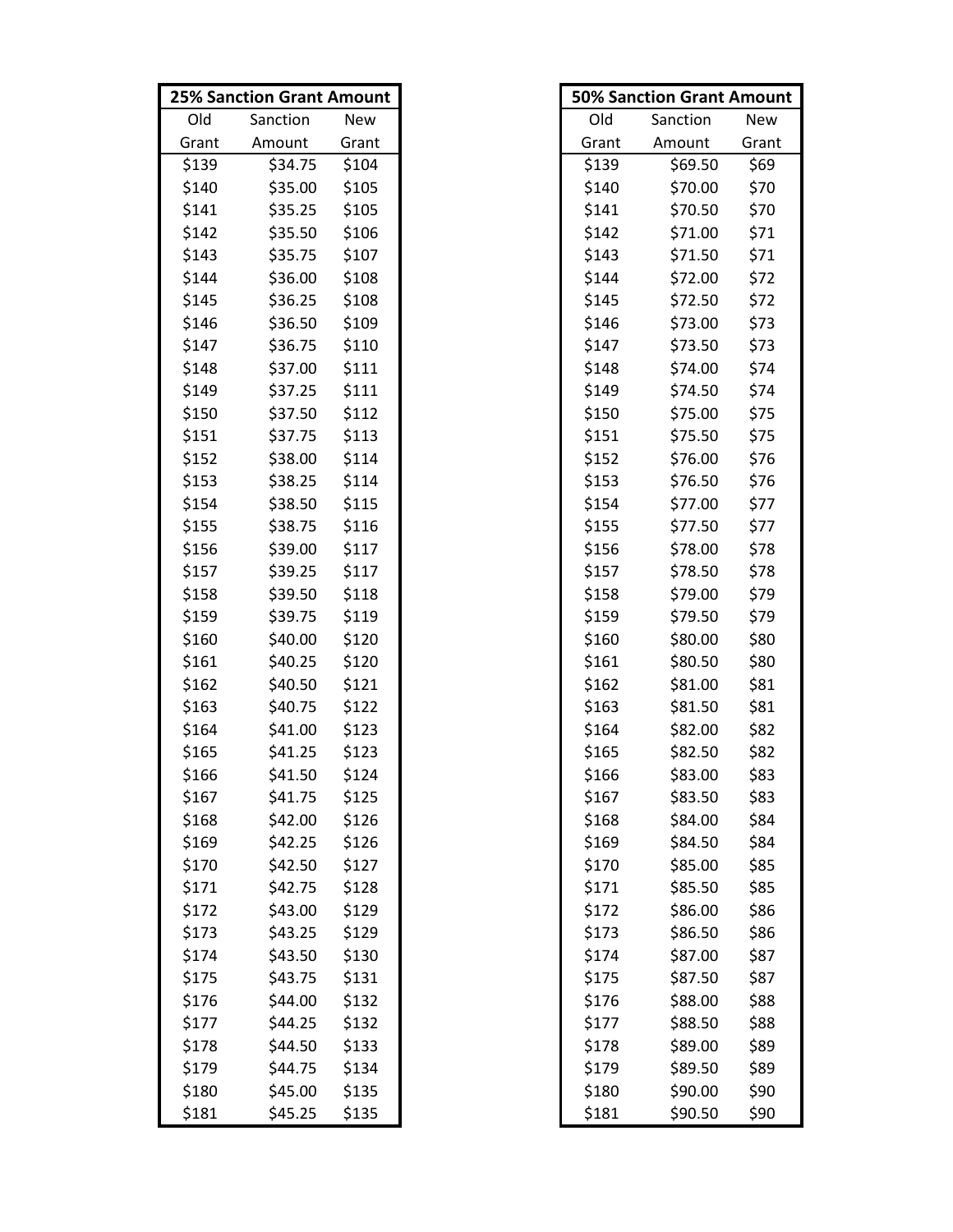| 25% Sanction Grant Amount | | |
|---|---|---|
| Old Grant | Sanction Amount | New Grant |
| $139 | $34.75 | $104 |
| $140 | $35.00 | $105 |
| $141 | $35.25 | $105 |
| $142 | $35.50 | $106 |
| $143 | $35.75 | $107 |
| $144 | $36.00 | $108 |
| $145 | $36.25 | $108 |
| $146 | $36.50 | $109 |
| $147 | $36.75 | $110 |
| $148 | $37.00 | $111 |
| $149 | $37.25 | $111 |
| $150 | $37.50 | $112 |
| $151 | $37.75 | $113 |
| $152 | $38.00 | $114 |
| $153 | $38.25 | $114 |
| $154 | $38.50 | $115 |
| $155 | $38.75 | $116 |
| $156 | $39.00 | $117 |
| $157 | $39.25 | $117 |
| $158 | $39.50 | $118 |
| $159 | $39.75 | $119 |
| $160 | $40.00 | $120 |
| $161 | $40.25 | $120 |
| $162 | $40.50 | $121 |
| $163 | $40.75 | $122 |
| $164 | $41.00 | $123 |
| $165 | $41.25 | $123 |
| $166 | $41.50 | $124 |
| $167 | $41.75 | $125 |
| $168 | $42.00 | $126 |
| $169 | $42.25 | $126 |
| $170 | $42.50 | $127 |
| $171 | $42.75 | $128 |
| $172 | $43.00 | $129 |
| $173 | $43.25 | $129 |
| $174 | $43.50 | $130 |
| $175 | $43.75 | $131 |
| $176 | $44.00 | $132 |
| $177 | $44.25 | $132 |
| $178 | $44.50 | $133 |
| $179 | $44.75 | $134 |
| $180 | $45.00 | $135 |
| $181 | $45.25 | $135 |

| 50% Sanction Grant Amount | | |
|---|---|---|
| Old Grant | Sanction Amount | New Grant |
| $139 | $69.50 | $69 |
| $140 | $70.00 | $70 |
| $141 | $70.50 | $70 |
| $142 | $71.00 | $71 |
| $143 | $71.50 | $71 |
| $144 | $72.00 | $72 |
| $145 | $72.50 | $72 |
| $146 | $73.00 | $73 |
| $147 | $73.50 | $73 |
| $148 | $74.00 | $74 |
| $149 | $74.50 | $74 |
| $150 | $75.00 | $75 |
| $151 | $75.50 | $75 |
| $152 | $76.00 | $76 |
| $153 | $76.50 | $76 |
| $154 | $77.00 | $77 |
| $155 | $77.50 | $77 |
| $156 | $78.00 | $78 |
| $157 | $78.50 | $78 |
| $158 | $79.00 | $79 |
| $159 | $79.50 | $79 |
| $160 | $80.00 | $80 |
| $161 | $80.50 | $80 |
| $162 | $81.00 | $81 |
| $163 | $81.50 | $81 |
| $164 | $82.00 | $82 |
| $165 | $82.50 | $82 |
| $166 | $83.00 | $83 |
| $167 | $83.50 | $83 |
| $168 | $84.00 | $84 |
| $169 | $84.50 | $84 |
| $170 | $85.00 | $85 |
| $171 | $85.50 | $85 |
| $172 | $86.00 | $86 |
| $173 | $86.50 | $86 |
| $174 | $87.00 | $87 |
| $175 | $87.50 | $87 |
| $176 | $88.00 | $88 |
| $177 | $88.50 | $88 |
| $178 | $89.00 | $89 |
| $179 | $89.50 | $89 |
| $180 | $90.00 | $90 |
| $181 | $90.50 | $90 |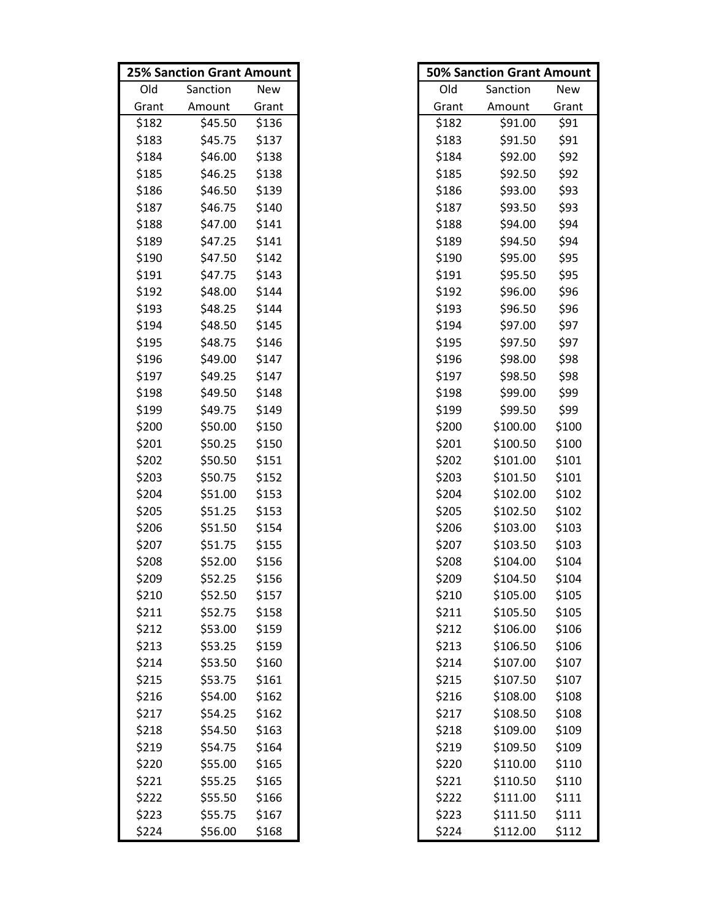| 25% Sanction Grant Amount | | |
|---|---|---|
| Old Grant | Sanction Amount | New Grant |
| $182 | $45.50 | $136 |
| $183 | $45.75 | $137 |
| $184 | $46.00 | $138 |
| $185 | $46.25 | $138 |
| $186 | $46.50 | $139 |
| $187 | $46.75 | $140 |
| $188 | $47.00 | $141 |
| $189 | $47.25 | $141 |
| $190 | $47.50 | $142 |
| $191 | $47.75 | $143 |
| $192 | $48.00 | $144 |
| $193 | $48.25 | $144 |
| $194 | $48.50 | $145 |
| $195 | $48.75 | $146 |
| $196 | $49.00 | $147 |
| $197 | $49.25 | $147 |
| $198 | $49.50 | $148 |
| $199 | $49.75 | $149 |
| $200 | $50.00 | $150 |
| $201 | $50.25 | $150 |
| $202 | $50.50 | $151 |
| $203 | $50.75 | $152 |
| $204 | $51.00 | $153 |
| $205 | $51.25 | $153 |
| $206 | $51.50 | $154 |
| $207 | $51.75 | $155 |
| $208 | $52.00 | $156 |
| $209 | $52.25 | $156 |
| $210 | $52.50 | $157 |
| $211 | $52.75 | $158 |
| $212 | $53.00 | $159 |
| $213 | $53.25 | $159 |
| $214 | $53.50 | $160 |
| $215 | $53.75 | $161 |
| $216 | $54.00 | $162 |
| $217 | $54.25 | $162 |
| $218 | $54.50 | $163 |
| $219 | $54.75 | $164 |
| $220 | $55.00 | $165 |
| $221 | $55.25 | $165 |
| $222 | $55.50 | $166 |
| $223 | $55.75 | $167 |
| $224 | $56.00 | $168 |

| 50% Sanction Grant Amount | | |
|---|---|---|
| Old Grant | Sanction Amount | New Grant |
| $182 | $91.00 | $91 |
| $183 | $91.50 | $91 |
| $184 | $92.00 | $92 |
| $185 | $92.50 | $92 |
| $186 | $93.00 | $93 |
| $187 | $93.50 | $93 |
| $188 | $94.00 | $94 |
| $189 | $94.50 | $94 |
| $190 | $95.00 | $95 |
| $191 | $95.50 | $95 |
| $192 | $96.00 | $96 |
| $193 | $96.50 | $96 |
| $194 | $97.00 | $97 |
| $195 | $97.50 | $97 |
| $196 | $98.00 | $98 |
| $197 | $98.50 | $98 |
| $198 | $99.00 | $99 |
| $199 | $99.50 | $99 |
| $200 | $100.00 | $100 |
| $201 | $100.50 | $100 |
| $202 | $101.00 | $101 |
| $203 | $101.50 | $101 |
| $204 | $102.00 | $102 |
| $205 | $102.50 | $102 |
| $206 | $103.00 | $103 |
| $207 | $103.50 | $103 |
| $208 | $104.00 | $104 |
| $209 | $104.50 | $104 |
| $210 | $105.00 | $105 |
| $211 | $105.50 | $105 |
| $212 | $106.00 | $106 |
| $213 | $106.50 | $106 |
| $214 | $107.00 | $107 |
| $215 | $107.50 | $107 |
| $216 | $108.00 | $108 |
| $217 | $108.50 | $108 |
| $218 | $109.00 | $109 |
| $219 | $109.50 | $109 |
| $220 | $110.00 | $110 |
| $221 | $110.50 | $110 |
| $222 | $111.00 | $111 |
| $223 | $111.50 | $111 |
| $224 | $112.00 | $112 |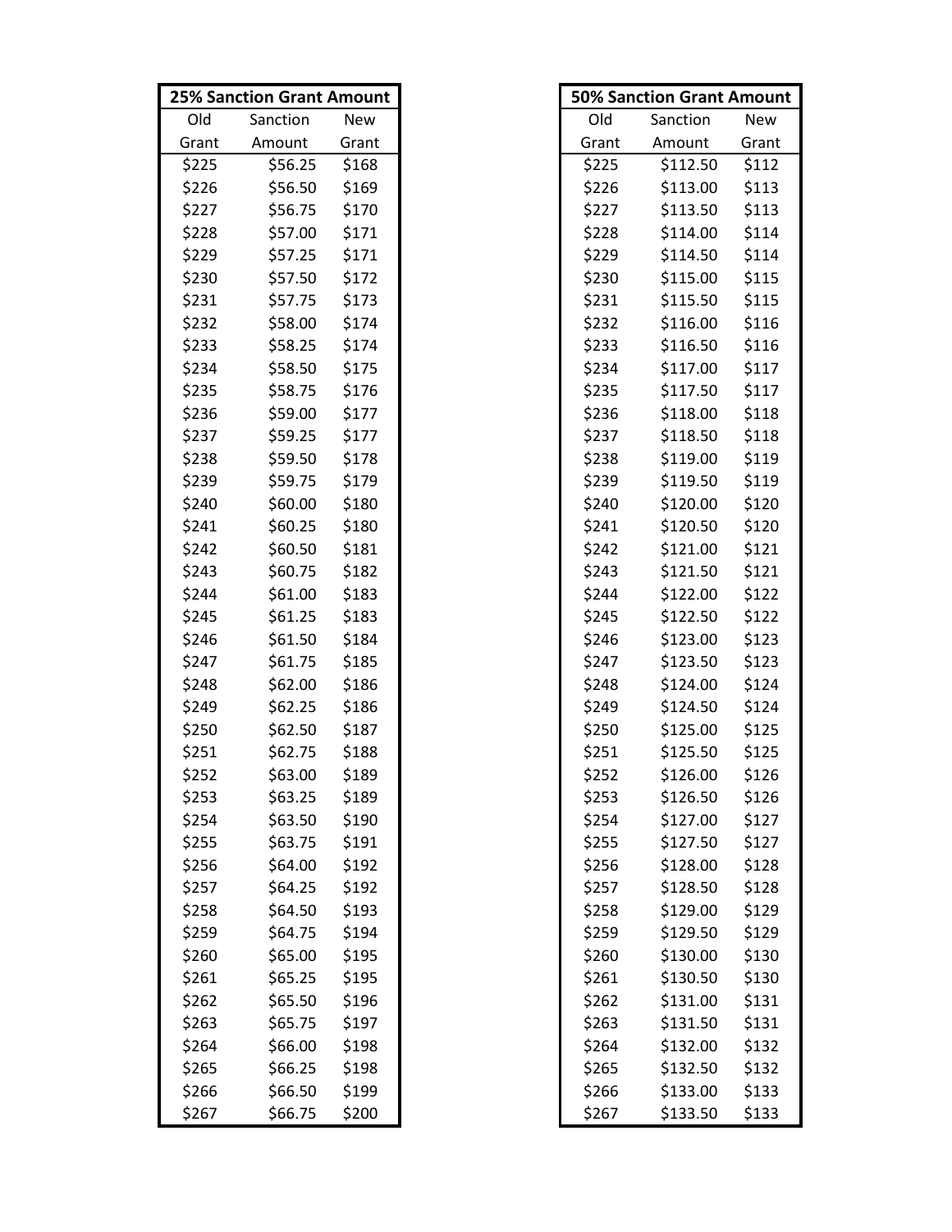| 25% Sanction Grant Amount | | |
|---|---|---|
| Old Grant | Sanction Amount | New Grant |
| $225 | $56.25 | $168 |
| $226 | $56.50 | $169 |
| $227 | $56.75 | $170 |
| $228 | $57.00 | $171 |
| $229 | $57.25 | $171 |
| $230 | $57.50 | $172 |
| $231 | $57.75 | $173 |
| $232 | $58.00 | $174 |
| $233 | $58.25 | $174 |
| $234 | $58.50 | $175 |
| $235 | $58.75 | $176 |
| $236 | $59.00 | $177 |
| $237 | $59.25 | $177 |
| $238 | $59.50 | $178 |
| $239 | $59.75 | $179 |
| $240 | $60.00 | $180 |
| $241 | $60.25 | $180 |
| $242 | $60.50 | $181 |
| $243 | $60.75 | $182 |
| $244 | $61.00 | $183 |
| $245 | $61.25 | $183 |
| $246 | $61.50 | $184 |
| $247 | $61.75 | $185 |
| $248 | $62.00 | $186 |
| $249 | $62.25 | $186 |
| $250 | $62.50 | $187 |
| $251 | $62.75 | $188 |
| $252 | $63.00 | $189 |
| $253 | $63.25 | $189 |
| $254 | $63.50 | $190 |
| $255 | $63.75 | $191 |
| $256 | $64.00 | $192 |
| $257 | $64.25 | $192 |
| $258 | $64.50 | $193 |
| $259 | $64.75 | $194 |
| $260 | $65.00 | $195 |
| $261 | $65.25 | $195 |
| $262 | $65.50 | $196 |
| $263 | $65.75 | $197 |
| $264 | $66.00 | $198 |
| $265 | $66.25 | $198 |
| $266 | $66.50 | $199 |
| $267 | $66.75 | $200 |

| 50% Sanction Grant Amount | | |
|---|---|---|
| Old Grant | Sanction Amount | New Grant |
| $225 | $112.50 | $112 |
| $226 | $113.00 | $113 |
| $227 | $113.50 | $113 |
| $228 | $114.00 | $114 |
| $229 | $114.50 | $114 |
| $230 | $115.00 | $115 |
| $231 | $115.50 | $115 |
| $232 | $116.00 | $116 |
| $233 | $116.50 | $116 |
| $234 | $117.00 | $117 |
| $235 | $117.50 | $117 |
| $236 | $118.00 | $118 |
| $237 | $118.50 | $118 |
| $238 | $119.00 | $119 |
| $239 | $119.50 | $119 |
| $240 | $120.00 | $120 |
| $241 | $120.50 | $120 |
| $242 | $121.00 | $121 |
| $243 | $121.50 | $121 |
| $244 | $122.00 | $122 |
| $245 | $122.50 | $122 |
| $246 | $123.00 | $123 |
| $247 | $123.50 | $123 |
| $248 | $124.00 | $124 |
| $249 | $124.50 | $124 |
| $250 | $125.00 | $125 |
| $251 | $125.50 | $125 |
| $252 | $126.00 | $126 |
| $253 | $126.50 | $126 |
| $254 | $127.00 | $127 |
| $255 | $127.50 | $127 |
| $256 | $128.00 | $128 |
| $257 | $128.50 | $128 |
| $258 | $129.00 | $129 |
| $259 | $129.50 | $129 |
| $260 | $130.00 | $130 |
| $261 | $130.50 | $130 |
| $262 | $131.00 | $131 |
| $263 | $131.50 | $131 |
| $264 | $132.00 | $132 |
| $265 | $132.50 | $132 |
| $266 | $133.00 | $133 |
| $267 | $133.50 | $133 |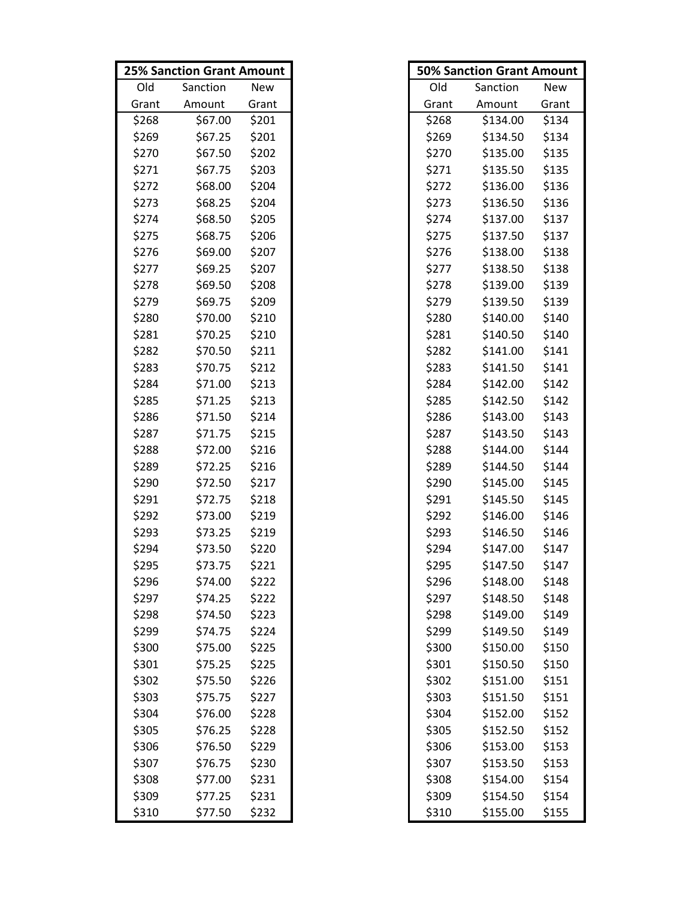| 25% Sanction Grant Amount | | |
|---|---|---|
| Old Grant | Sanction Amount | New Grant |
| $268 | $67.00 | $201 |
| $269 | $67.25 | $201 |
| $270 | $67.50 | $202 |
| $271 | $67.75 | $203 |
| $272 | $68.00 | $204 |
| $273 | $68.25 | $204 |
| $274 | $68.50 | $205 |
| $275 | $68.75 | $206 |
| $276 | $69.00 | $207 |
| $277 | $69.25 | $207 |
| $278 | $69.50 | $208 |
| $279 | $69.75 | $209 |
| $280 | $70.00 | $210 |
| $281 | $70.25 | $210 |
| $282 | $70.50 | $211 |
| $283 | $70.75 | $212 |
| $284 | $71.00 | $213 |
| $285 | $71.25 | $213 |
| $286 | $71.50 | $214 |
| $287 | $71.75 | $215 |
| $288 | $72.00 | $216 |
| $289 | $72.25 | $216 |
| $290 | $72.50 | $217 |
| $291 | $72.75 | $218 |
| $292 | $73.00 | $219 |
| $293 | $73.25 | $219 |
| $294 | $73.50 | $220 |
| $295 | $73.75 | $221 |
| $296 | $74.00 | $222 |
| $297 | $74.25 | $222 |
| $298 | $74.50 | $223 |
| $299 | $74.75 | $224 |
| $300 | $75.00 | $225 |
| $301 | $75.25 | $225 |
| $302 | $75.50 | $226 |
| $303 | $75.75 | $227 |
| $304 | $76.00 | $228 |
| $305 | $76.25 | $228 |
| $306 | $76.50 | $229 |
| $307 | $76.75 | $230 |
| $308 | $77.00 | $231 |
| $309 | $77.25 | $231 |
| $310 | $77.50 | $232 |

| 50% Sanction Grant Amount | | |
|---|---|---|
| Old Grant | Sanction Amount | New Grant |
| $268 | $134.00 | $134 |
| $269 | $134.50 | $134 |
| $270 | $135.00 | $135 |
| $271 | $135.50 | $135 |
| $272 | $136.00 | $136 |
| $273 | $136.50 | $136 |
| $274 | $137.00 | $137 |
| $275 | $137.50 | $137 |
| $276 | $138.00 | $138 |
| $277 | $138.50 | $138 |
| $278 | $139.00 | $139 |
| $279 | $139.50 | $139 |
| $280 | $140.00 | $140 |
| $281 | $140.50 | $140 |
| $282 | $141.00 | $141 |
| $283 | $141.50 | $141 |
| $284 | $142.00 | $142 |
| $285 | $142.50 | $142 |
| $286 | $143.00 | $143 |
| $287 | $143.50 | $143 |
| $288 | $144.00 | $144 |
| $289 | $144.50 | $144 |
| $290 | $145.00 | $145 |
| $291 | $145.50 | $145 |
| $292 | $146.00 | $146 |
| $293 | $146.50 | $146 |
| $294 | $147.00 | $147 |
| $295 | $147.50 | $147 |
| $296 | $148.00 | $148 |
| $297 | $148.50 | $148 |
| $298 | $149.00 | $149 |
| $299 | $149.50 | $149 |
| $300 | $150.00 | $150 |
| $301 | $150.50 | $150 |
| $302 | $151.00 | $151 |
| $303 | $151.50 | $151 |
| $304 | $152.00 | $152 |
| $305 | $152.50 | $152 |
| $306 | $153.00 | $153 |
| $307 | $153.50 | $153 |
| $308 | $154.00 | $154 |
| $309 | $154.50 | $154 |
| $310 | $155.00 | $155 |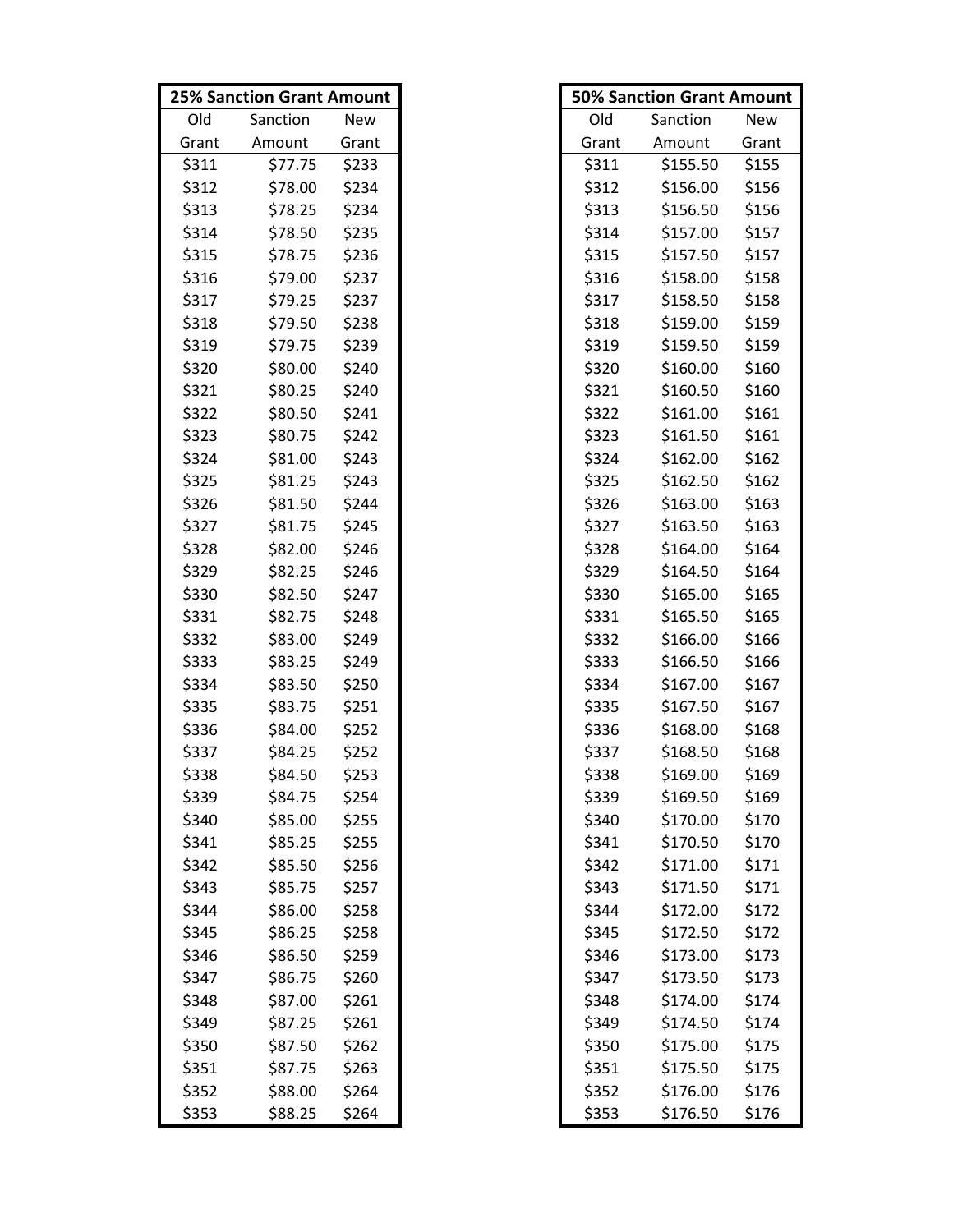| 25% Sanction Grant Amount | | |
|---|---|---|
| Old Grant | Sanction Amount | New Grant |
| $311 | $77.75 | $233 |
| $312 | $78.00 | $234 |
| $313 | $78.25 | $234 |
| $314 | $78.50 | $235 |
| $315 | $78.75 | $236 |
| $316 | $79.00 | $237 |
| $317 | $79.25 | $237 |
| $318 | $79.50 | $238 |
| $319 | $79.75 | $239 |
| $320 | $80.00 | $240 |
| $321 | $80.25 | $240 |
| $322 | $80.50 | $241 |
| $323 | $80.75 | $242 |
| $324 | $81.00 | $243 |
| $325 | $81.25 | $243 |
| $326 | $81.50 | $244 |
| $327 | $81.75 | $245 |
| $328 | $82.00 | $246 |
| $329 | $82.25 | $246 |
| $330 | $82.50 | $247 |
| $331 | $82.75 | $248 |
| $332 | $83.00 | $249 |
| $333 | $83.25 | $249 |
| $334 | $83.50 | $250 |
| $335 | $83.75 | $251 |
| $336 | $84.00 | $252 |
| $337 | $84.25 | $252 |
| $338 | $84.50 | $253 |
| $339 | $84.75 | $254 |
| $340 | $85.00 | $255 |
| $341 | $85.25 | $255 |
| $342 | $85.50 | $256 |
| $343 | $85.75 | $257 |
| $344 | $86.00 | $258 |
| $345 | $86.25 | $258 |
| $346 | $86.50 | $259 |
| $347 | $86.75 | $260 |
| $348 | $87.00 | $261 |
| $349 | $87.25 | $261 |
| $350 | $87.50 | $262 |
| $351 | $87.75 | $263 |
| $352 | $88.00 | $264 |
| $353 | $88.25 | $264 |

| 50% Sanction Grant Amount | | |
|---|---|---|
| Old Grant | Sanction Amount | New Grant |
| $311 | $155.50 | $155 |
| $312 | $156.00 | $156 |
| $313 | $156.50 | $156 |
| $314 | $157.00 | $157 |
| $315 | $157.50 | $157 |
| $316 | $158.00 | $158 |
| $317 | $158.50 | $158 |
| $318 | $159.00 | $159 |
| $319 | $159.50 | $159 |
| $320 | $160.00 | $160 |
| $321 | $160.50 | $160 |
| $322 | $161.00 | $161 |
| $323 | $161.50 | $161 |
| $324 | $162.00 | $162 |
| $325 | $162.50 | $162 |
| $326 | $163.00 | $163 |
| $327 | $163.50 | $163 |
| $328 | $164.00 | $164 |
| $329 | $164.50 | $164 |
| $330 | $165.00 | $165 |
| $331 | $165.50 | $165 |
| $332 | $166.00 | $166 |
| $333 | $166.50 | $166 |
| $334 | $167.00 | $167 |
| $335 | $167.50 | $167 |
| $336 | $168.00 | $168 |
| $337 | $168.50 | $168 |
| $338 | $169.00 | $169 |
| $339 | $169.50 | $169 |
| $340 | $170.00 | $170 |
| $341 | $170.50 | $170 |
| $342 | $171.00 | $171 |
| $343 | $171.50 | $171 |
| $344 | $172.00 | $172 |
| $345 | $172.50 | $172 |
| $346 | $173.00 | $173 |
| $347 | $173.50 | $173 |
| $348 | $174.00 | $174 |
| $349 | $174.50 | $174 |
| $350 | $175.00 | $175 |
| $351 | $175.50 | $175 |
| $352 | $176.00 | $176 |
| $353 | $176.50 | $176 |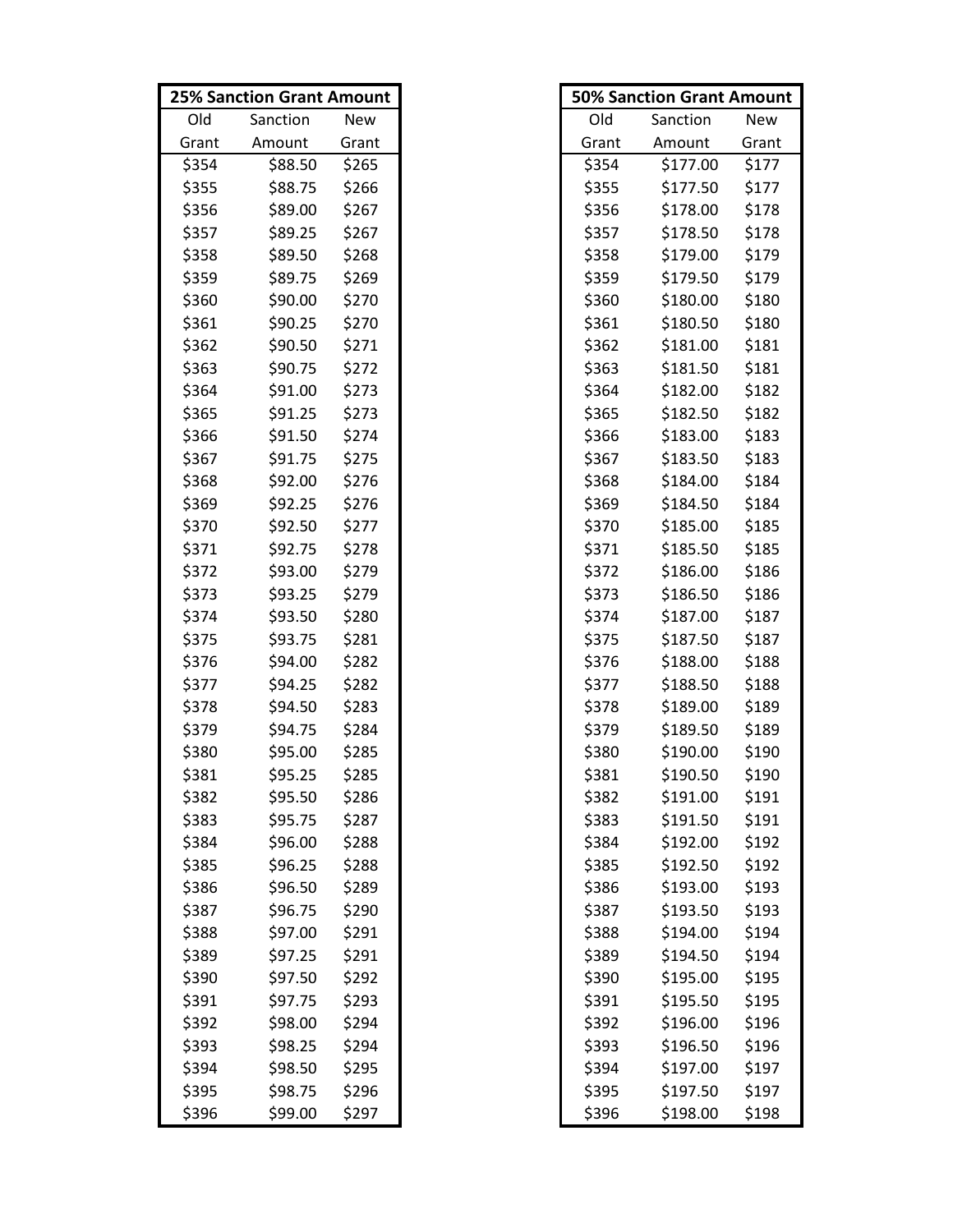| 25% Sanction Grant Amount | | |
|---|---|---|
| Old Grant | Sanction Amount | New Grant |
| $354 | $88.50 | $265 |
| $355 | $88.75 | $266 |
| $356 | $89.00 | $267 |
| $357 | $89.25 | $267 |
| $358 | $89.50 | $268 |
| $359 | $89.75 | $269 |
| $360 | $90.00 | $270 |
| $361 | $90.25 | $270 |
| $362 | $90.50 | $271 |
| $363 | $90.75 | $272 |
| $364 | $91.00 | $273 |
| $365 | $91.25 | $273 |
| $366 | $91.50 | $274 |
| $367 | $91.75 | $275 |
| $368 | $92.00 | $276 |
| $369 | $92.25 | $276 |
| $370 | $92.50 | $277 |
| $371 | $92.75 | $278 |
| $372 | $93.00 | $279 |
| $373 | $93.25 | $279 |
| $374 | $93.50 | $280 |
| $375 | $93.75 | $281 |
| $376 | $94.00 | $282 |
| $377 | $94.25 | $282 |
| $378 | $94.50 | $283 |
| $379 | $94.75 | $284 |
| $380 | $95.00 | $285 |
| $381 | $95.25 | $285 |
| $382 | $95.50 | $286 |
| $383 | $95.75 | $287 |
| $384 | $96.00 | $288 |
| $385 | $96.25 | $288 |
| $386 | $96.50 | $289 |
| $387 | $96.75 | $290 |
| $388 | $97.00 | $291 |
| $389 | $97.25 | $291 |
| $390 | $97.50 | $292 |
| $391 | $97.75 | $293 |
| $392 | $98.00 | $294 |
| $393 | $98.25 | $294 |
| $394 | $98.50 | $295 |
| $395 | $98.75 | $296 |
| $396 | $99.00 | $297 |

| 50% Sanction Grant Amount | | |
|---|---|---|
| Old Grant | Sanction Amount | New Grant |
| $354 | $177.00 | $177 |
| $355 | $177.50 | $177 |
| $356 | $178.00 | $178 |
| $357 | $178.50 | $178 |
| $358 | $179.00 | $179 |
| $359 | $179.50 | $179 |
| $360 | $180.00 | $180 |
| $361 | $180.50 | $180 |
| $362 | $181.00 | $181 |
| $363 | $181.50 | $181 |
| $364 | $182.00 | $182 |
| $365 | $182.50 | $182 |
| $366 | $183.00 | $183 |
| $367 | $183.50 | $183 |
| $368 | $184.00 | $184 |
| $369 | $184.50 | $184 |
| $370 | $185.00 | $185 |
| $371 | $185.50 | $185 |
| $372 | $186.00 | $186 |
| $373 | $186.50 | $186 |
| $374 | $187.00 | $187 |
| $375 | $187.50 | $187 |
| $376 | $188.00 | $188 |
| $377 | $188.50 | $188 |
| $378 | $189.00 | $189 |
| $379 | $189.50 | $189 |
| $380 | $190.00 | $190 |
| $381 | $190.50 | $190 |
| $382 | $191.00 | $191 |
| $383 | $191.50 | $191 |
| $384 | $192.00 | $192 |
| $385 | $192.50 | $192 |
| $386 | $193.00 | $193 |
| $387 | $193.50 | $193 |
| $388 | $194.00 | $194 |
| $389 | $194.50 | $194 |
| $390 | $195.00 | $195 |
| $391 | $195.50 | $195 |
| $392 | $196.00 | $196 |
| $393 | $196.50 | $196 |
| $394 | $197.00 | $197 |
| $395 | $197.50 | $197 |
| $396 | $198.00 | $198 |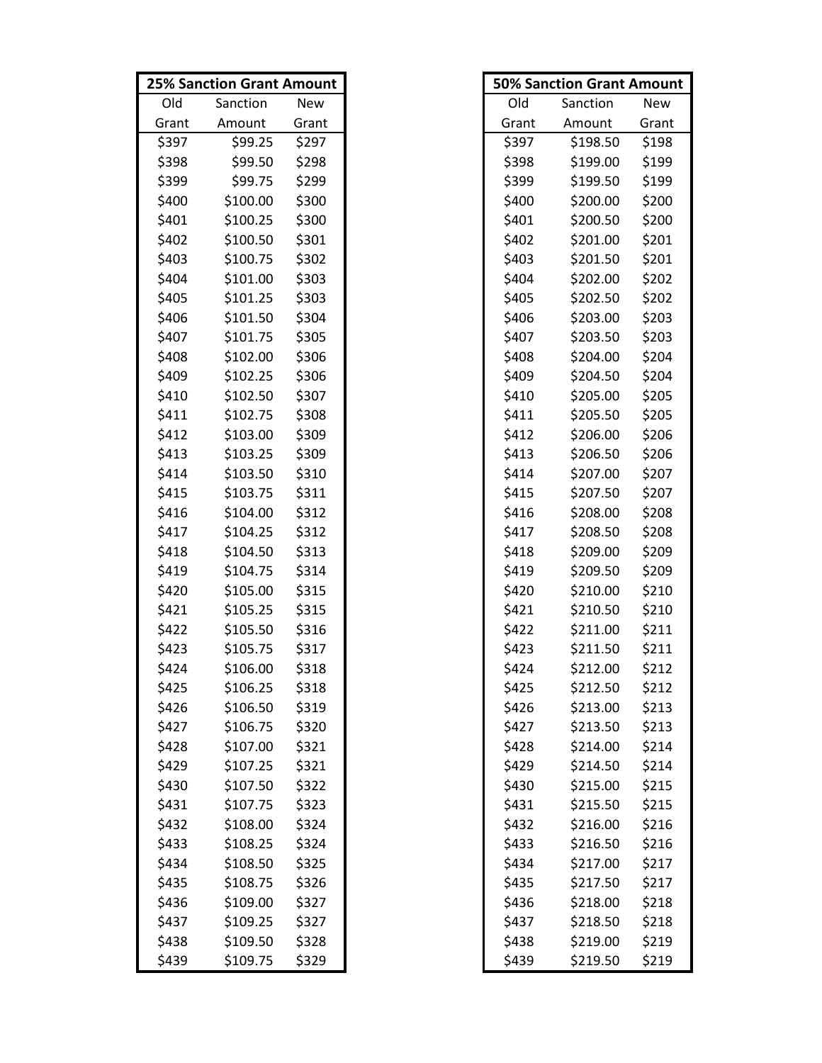| 25% Sanction Grant Amount | | |
|---|---|---|
| Old Grant | Sanction Amount | New Grant |
| $397 | $99.25 | $297 |
| $398 | $99.50 | $298 |
| $399 | $99.75 | $299 |
| $400 | $100.00 | $300 |
| $401 | $100.25 | $300 |
| $402 | $100.50 | $301 |
| $403 | $100.75 | $302 |
| $404 | $101.00 | $303 |
| $405 | $101.25 | $303 |
| $406 | $101.50 | $304 |
| $407 | $101.75 | $305 |
| $408 | $102.00 | $306 |
| $409 | $102.25 | $306 |
| $410 | $102.50 | $307 |
| $411 | $102.75 | $308 |
| $412 | $103.00 | $309 |
| $413 | $103.25 | $309 |
| $414 | $103.50 | $310 |
| $415 | $103.75 | $311 |
| $416 | $104.00 | $312 |
| $417 | $104.25 | $312 |
| $418 | $104.50 | $313 |
| $419 | $104.75 | $314 |
| $420 | $105.00 | $315 |
| $421 | $105.25 | $315 |
| $422 | $105.50 | $316 |
| $423 | $105.75 | $317 |
| $424 | $106.00 | $318 |
| $425 | $106.25 | $318 |
| $426 | $106.50 | $319 |
| $427 | $106.75 | $320 |
| $428 | $107.00 | $321 |
| $429 | $107.25 | $321 |
| $430 | $107.50 | $322 |
| $431 | $107.75 | $323 |
| $432 | $108.00 | $324 |
| $433 | $108.25 | $324 |
| $434 | $108.50 | $325 |
| $435 | $108.75 | $326 |
| $436 | $109.00 | $327 |
| $437 | $109.25 | $327 |
| $438 | $109.50 | $328 |
| $439 | $109.75 | $329 |

| 50% Sanction Grant Amount | | |
|---|---|---|
| Old Grant | Sanction Amount | New Grant |
| $397 | $198.50 | $198 |
| $398 | $199.00 | $199 |
| $399 | $199.50 | $199 |
| $400 | $200.00 | $200 |
| $401 | $200.50 | $200 |
| $402 | $201.00 | $201 |
| $403 | $201.50 | $201 |
| $404 | $202.00 | $202 |
| $405 | $202.50 | $202 |
| $406 | $203.00 | $203 |
| $407 | $203.50 | $203 |
| $408 | $204.00 | $204 |
| $409 | $204.50 | $204 |
| $410 | $205.00 | $205 |
| $411 | $205.50 | $205 |
| $412 | $206.00 | $206 |
| $413 | $206.50 | $206 |
| $414 | $207.00 | $207 |
| $415 | $207.50 | $207 |
| $416 | $208.00 | $208 |
| $417 | $208.50 | $208 |
| $418 | $209.00 | $209 |
| $419 | $209.50 | $209 |
| $420 | $210.00 | $210 |
| $421 | $210.50 | $210 |
| $422 | $211.00 | $211 |
| $423 | $211.50 | $211 |
| $424 | $212.00 | $212 |
| $425 | $212.50 | $212 |
| $426 | $213.00 | $213 |
| $427 | $213.50 | $213 |
| $428 | $214.00 | $214 |
| $429 | $214.50 | $214 |
| $430 | $215.00 | $215 |
| $431 | $215.50 | $215 |
| $432 | $216.00 | $216 |
| $433 | $216.50 | $216 |
| $434 | $217.00 | $217 |
| $435 | $217.50 | $217 |
| $436 | $218.00 | $218 |
| $437 | $218.50 | $218 |
| $438 | $219.00 | $219 |
| $439 | $219.50 | $219 |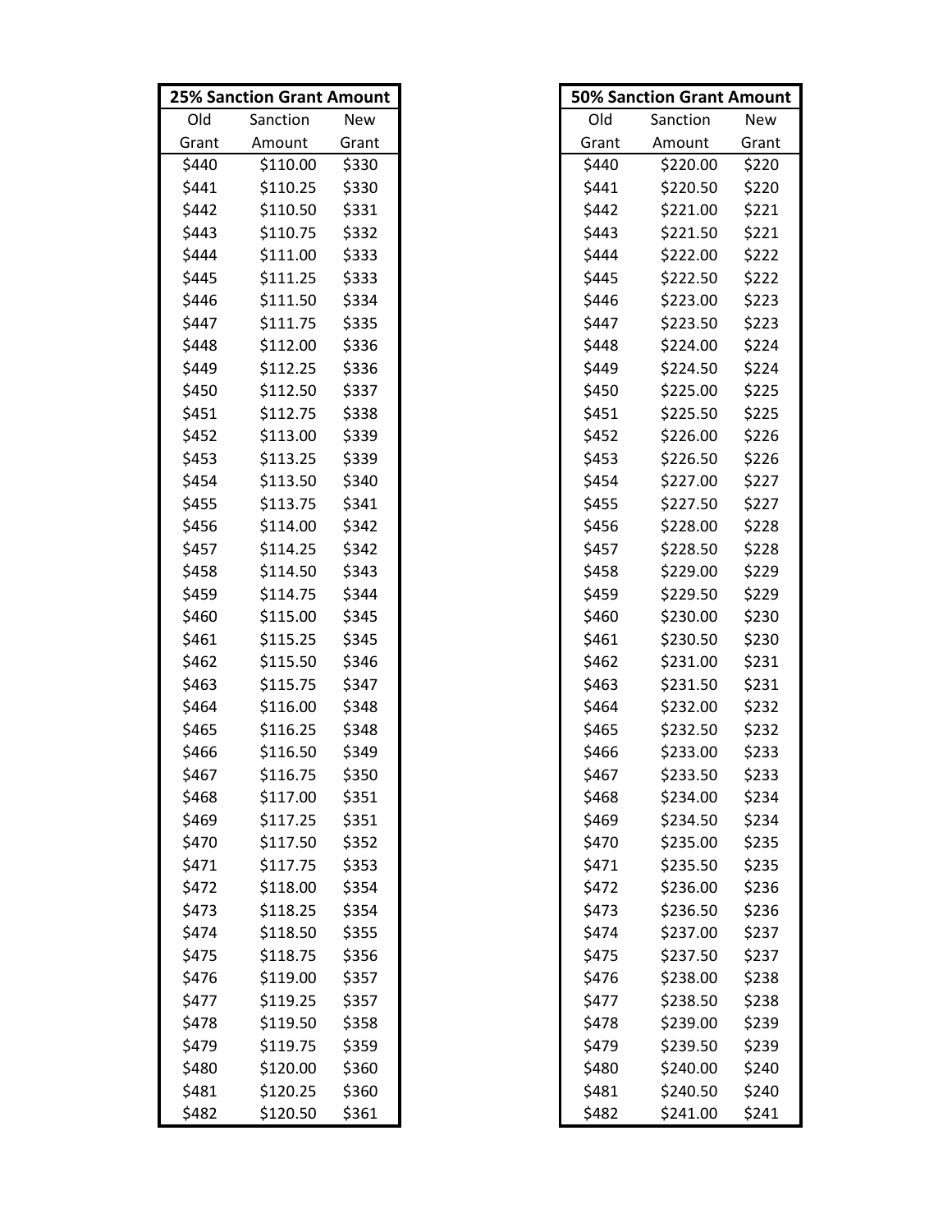| 25% Sanction Grant Amount | | |
|---|---|---|
| Old Grant | Sanction Amount | New Grant |
| $440 | $110.00 | $330 |
| $441 | $110.25 | $330 |
| $442 | $110.50 | $331 |
| $443 | $110.75 | $332 |
| $444 | $111.00 | $333 |
| $445 | $111.25 | $333 |
| $446 | $111.50 | $334 |
| $447 | $111.75 | $335 |
| $448 | $112.00 | $336 |
| $449 | $112.25 | $336 |
| $450 | $112.50 | $337 |
| $451 | $112.75 | $338 |
| $452 | $113.00 | $339 |
| $453 | $113.25 | $339 |
| $454 | $113.50 | $340 |
| $455 | $113.75 | $341 |
| $456 | $114.00 | $342 |
| $457 | $114.25 | $342 |
| $458 | $114.50 | $343 |
| $459 | $114.75 | $344 |
| $460 | $115.00 | $345 |
| $461 | $115.25 | $345 |
| $462 | $115.50 | $346 |
| $463 | $115.75 | $347 |
| $464 | $116.00 | $348 |
| $465 | $116.25 | $348 |
| $466 | $116.50 | $349 |
| $467 | $116.75 | $350 |
| $468 | $117.00 | $351 |
| $469 | $117.25 | $351 |
| $470 | $117.50 | $352 |
| $471 | $117.75 | $353 |
| $472 | $118.00 | $354 |
| $473 | $118.25 | $354 |
| $474 | $118.50 | $355 |
| $475 | $118.75 | $356 |
| $476 | $119.00 | $357 |
| $477 | $119.25 | $357 |
| $478 | $119.50 | $358 |
| $479 | $119.75 | $359 |
| $480 | $120.00 | $360 |
| $481 | $120.25 | $360 |
| $482 | $120.50 | $361 |

| 50% Sanction Grant Amount | | |
|---|---|---|
| Old Grant | Sanction Amount | New Grant |
| $440 | $220.00 | $220 |
| $441 | $220.50 | $220 |
| $442 | $221.00 | $221 |
| $443 | $221.50 | $221 |
| $444 | $222.00 | $222 |
| $445 | $222.50 | $222 |
| $446 | $223.00 | $223 |
| $447 | $223.50 | $223 |
| $448 | $224.00 | $224 |
| $449 | $224.50 | $224 |
| $450 | $225.00 | $225 |
| $451 | $225.50 | $225 |
| $452 | $226.00 | $226 |
| $453 | $226.50 | $226 |
| $454 | $227.00 | $227 |
| $455 | $227.50 | $227 |
| $456 | $228.00 | $228 |
| $457 | $228.50 | $228 |
| $458 | $229.00 | $229 |
| $459 | $229.50 | $229 |
| $460 | $230.00 | $230 |
| $461 | $230.50 | $230 |
| $462 | $231.00 | $231 |
| $463 | $231.50 | $231 |
| $464 | $232.00 | $232 |
| $465 | $232.50 | $232 |
| $466 | $233.00 | $233 |
| $467 | $233.50 | $233 |
| $468 | $234.00 | $234 |
| $469 | $234.50 | $234 |
| $470 | $235.00 | $235 |
| $471 | $235.50 | $235 |
| $472 | $236.00 | $236 |
| $473 | $236.50 | $236 |
| $474 | $237.00 | $237 |
| $475 | $237.50 | $237 |
| $476 | $238.00 | $238 |
| $477 | $238.50 | $238 |
| $478 | $239.00 | $239 |
| $479 | $239.50 | $239 |
| $480 | $240.00 | $240 |
| $481 | $240.50 | $240 |
| $482 | $241.00 | $241 |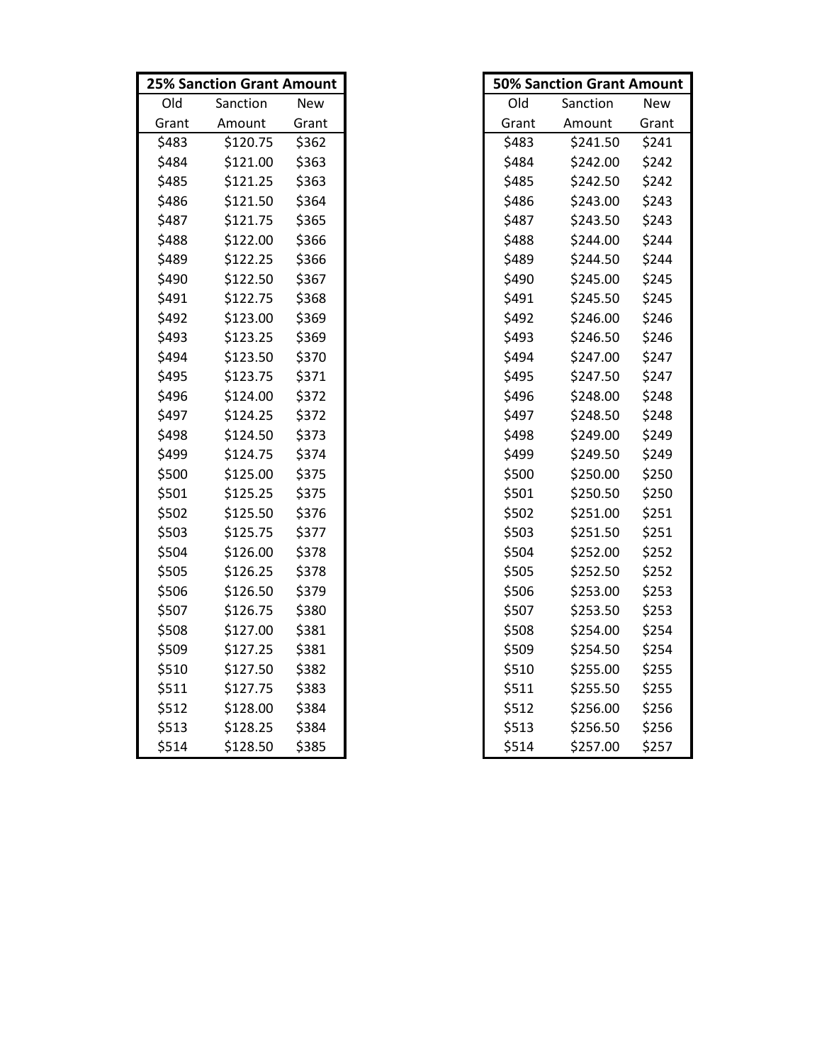| 25% Sanction Grant Amount | | |
|---|---|---|
| Old Grant | Sanction Amount | New Grant |
| $483 | $120.75 | $362 |
| $484 | $121.00 | $363 |
| $485 | $121.25 | $363 |
| $486 | $121.50 | $364 |
| $487 | $121.75 | $365 |
| $488 | $122.00 | $366 |
| $489 | $122.25 | $366 |
| $490 | $122.50 | $367 |
| $491 | $122.75 | $368 |
| $492 | $123.00 | $369 |
| $493 | $123.25 | $369 |
| $494 | $123.50 | $370 |
| $495 | $123.75 | $371 |
| $496 | $124.00 | $372 |
| $497 | $124.25 | $372 |
| $498 | $124.50 | $373 |
| $499 | $124.75 | $374 |
| $500 | $125.00 | $375 |
| $501 | $125.25 | $375 |
| $502 | $125.50 | $376 |
| $503 | $125.75 | $377 |
| $504 | $126.00 | $378 |
| $505 | $126.25 | $378 |
| $506 | $126.50 | $379 |
| $507 | $126.75 | $380 |
| $508 | $127.00 | $381 |
| $509 | $127.25 | $381 |
| $510 | $127.50 | $382 |
| $511 | $127.75 | $383 |
| $512 | $128.00 | $384 |
| $513 | $128.25 | $384 |
| $514 | $128.50 | $385 |

| 50% Sanction Grant Amount | | |
|---|---|---|
| Old Grant | Sanction Amount | New Grant |
| $483 | $241.50 | $241 |
| $484 | $242.00 | $242 |
| $485 | $242.50 | $242 |
| $486 | $243.00 | $243 |
| $487 | $243.50 | $243 |
| $488 | $244.00 | $244 |
| $489 | $244.50 | $244 |
| $490 | $245.00 | $245 |
| $491 | $245.50 | $245 |
| $492 | $246.00 | $246 |
| $493 | $246.50 | $246 |
| $494 | $247.00 | $247 |
| $495 | $247.50 | $247 |
| $496 | $248.00 | $248 |
| $497 | $248.50 | $248 |
| $498 | $249.00 | $249 |
| $499 | $249.50 | $249 |
| $500 | $250.00 | $250 |
| $501 | $250.50 | $250 |
| $502 | $251.00 | $251 |
| $503 | $251.50 | $251 |
| $504 | $252.00 | $252 |
| $505 | $252.50 | $252 |
| $506 | $253.00 | $253 |
| $507 | $253.50 | $253 |
| $508 | $254.00 | $254 |
| $509 | $254.50 | $254 |
| $510 | $255.00 | $255 |
| $511 | $255.50 | $255 |
| $512 | $256.00 | $256 |
| $513 | $256.50 | $256 |
| $514 | $257.00 | $257 |